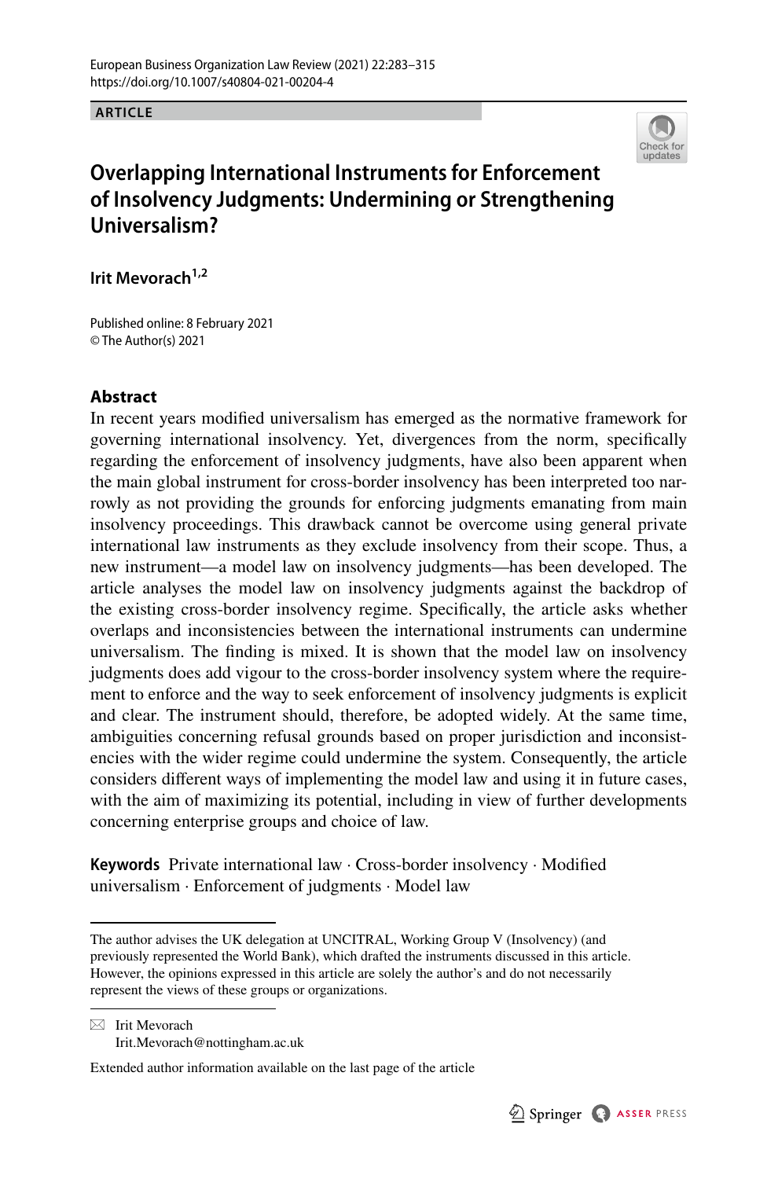ARTICLE

# Overlapping International Instruments for Enforcement of Insolvency Judgments: Undermining or Strengthening Universalism?

**Irit Mevorach**[1,2]

Published online: 8 February 2021
© The Author(s) 2021

## Abstract

In recent years modified universalism has emerged as the normative framework for governing international insolvency. Yet, divergences from the norm, specifically regarding the enforcement of insolvency judgments, have also been apparent when the main global instrument for cross-border insolvency has been interpreted too narrowly as not providing the grounds for enforcing judgments emanating from main insolvency proceedings. This drawback cannot be overcome using general private international law instruments as they exclude insolvency from their scope. Thus, a new instrument—a model law on insolvency judgments—has been developed. The article analyses the model law on insolvency judgments against the backdrop of the existing cross-border insolvency regime. Specifically, the article asks whether overlaps and inconsistencies between the international instruments can undermine universalism. The finding is mixed. It is shown that the model law on insolvency judgments does add vigour to the cross-border insolvency system where the requirement to enforce and the way to seek enforcement of insolvency judgments is explicit and clear. The instrument should, therefore, be adopted widely. At the same time, ambiguities concerning refusal grounds based on proper jurisdiction and inconsistencies with the wider regime could undermine the system. Consequently, the article considers different ways of implementing the model law and using it in future cases, with the aim of maximizing its potential, including in view of further developments concerning enterprise groups and choice of law.

**Keywords** Private international law · Cross-border insolvency · Modified universalism · Enforcement of judgments · Model law

---

The author advises the UK delegation at UNCITRAL, Working Group V (Insolvency) (and previously represented the World Bank), which drafted the instruments discussed in this article. However, the opinions expressed in this article are solely the author's and do not necessarily represent the views of these groups or organizations.

---

✉ Irit Mevorach
Irit.Mevorach@nottingham.ac.uk

Extended author information available on the last page of the article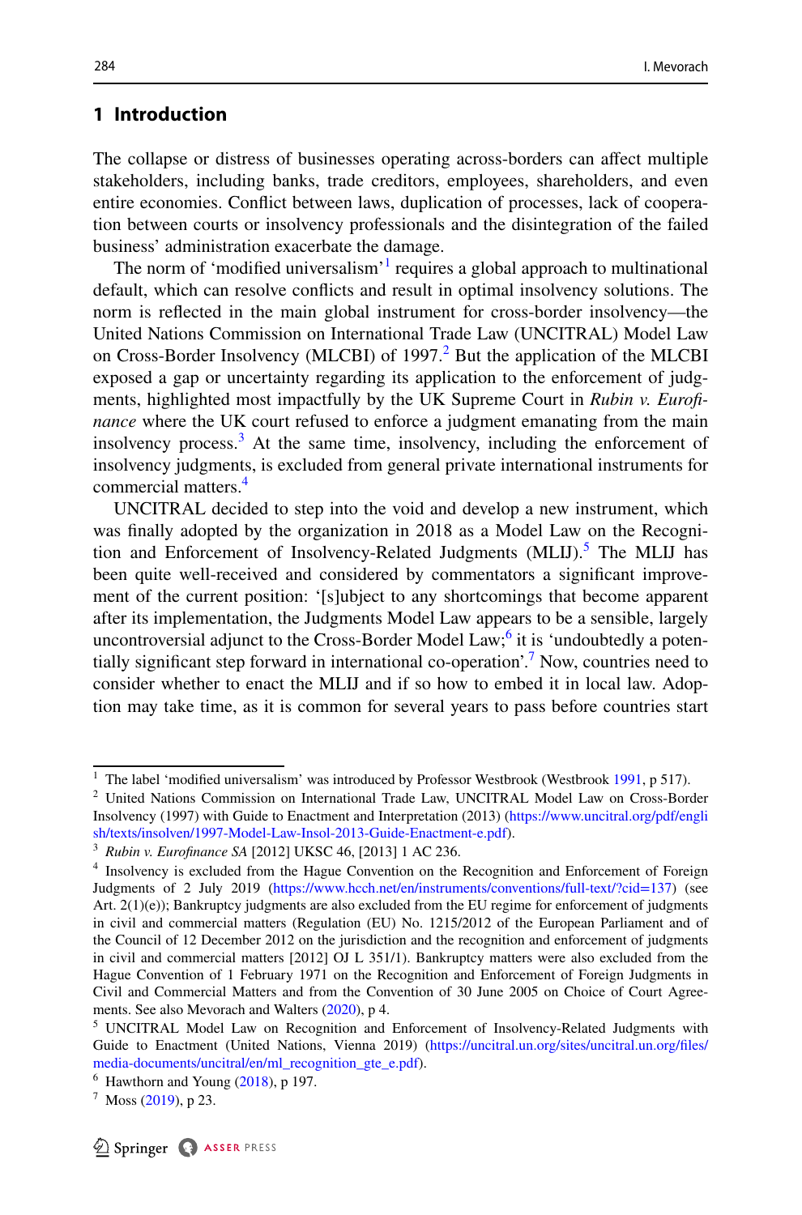## 1 Introduction

The collapse or distress of businesses operating across-borders can affect multiple stakeholders, including banks, trade creditors, employees, shareholders, and even entire economies. Conflict between laws, duplication of processes, lack of cooperation between courts or insolvency professionals and the disintegration of the failed business' administration exacerbate the damage.

The norm of 'modified universalism'[1] requires a global approach to multinational default, which can resolve conflicts and result in optimal insolvency solutions. The norm is reflected in the main global instrument for cross-border insolvency—the United Nations Commission on International Trade Law (UNCITRAL) Model Law on Cross-Border Insolvency (MLCBI) of 1997.[2] But the application of the MLCBI exposed a gap or uncertainty regarding its application to the enforcement of judgments, highlighted most impactfully by the UK Supreme Court in *Rubin v. Eurofinance* where the UK court refused to enforce a judgment emanating from the main insolvency process.[3] At the same time, insolvency, including the enforcement of insolvency judgments, is excluded from general private international instruments for commercial matters.[4]

UNCITRAL decided to step into the void and develop a new instrument, which was finally adopted by the organization in 2018 as a Model Law on the Recognition and Enforcement of Insolvency-Related Judgments (MLIJ).[5] The MLIJ has been quite well-received and considered by commentators a significant improvement of the current position: '[s]ubject to any shortcomings that become apparent after its implementation, the Judgments Model Law appears to be a sensible, largely uncontroversial adjunct to the Cross-Border Model Law;[6] it is 'undoubtedly a potentially significant step forward in international co-operation'.[7] Now, countries need to consider whether to enact the MLIJ and if so how to embed it in local law. Adoption may take time, as it is common for several years to pass before countries start

---

[1] The label 'modified universalism' was introduced by Professor Westbrook (Westbrook 1991, p 517).

[2] United Nations Commission on International Trade Law, UNCITRAL Model Law on Cross-Border Insolvency (1997) with Guide to Enactment and Interpretation (2013) (https://www.uncitral.org/pdf/english/texts/insolven/1997-Model-Law-Insol-2013-Guide-Enactment-e.pdf).

[3] *Rubin v. Eurofinance SA* [2012] UKSC 46, [2013] 1 AC 236.

[4] Insolvency is excluded from the Hague Convention on the Recognition and Enforcement of Foreign Judgments of 2 July 2019 (https://www.hcch.net/en/instruments/conventions/full-text/?cid=137) (see Art. 2(1)(e)); Bankruptcy judgments are also excluded from the EU regime for enforcement of judgments in civil and commercial matters (Regulation (EU) No. 1215/2012 of the European Parliament and of the Council of 12 December 2012 on the jurisdiction and the recognition and enforcement of judgments in civil and commercial matters [2012] OJ L 351/1). Bankruptcy matters were also excluded from the Hague Convention of 1 February 1971 on the Recognition and Enforcement of Foreign Judgments in Civil and Commercial Matters and from the Convention of 30 June 2005 on Choice of Court Agreements. See also Mevorach and Walters (2020), p 4.

[5] UNCITRAL Model Law on Recognition and Enforcement of Insolvency-Related Judgments with Guide to Enactment (United Nations, Vienna 2019) (https://uncitral.un.org/sites/uncitral.un.org/files/media-documents/uncitral/en/ml_recognition_gte_e.pdf).

[6] Hawthorn and Young (2018), p 197.

[7] Moss (2019), p 23.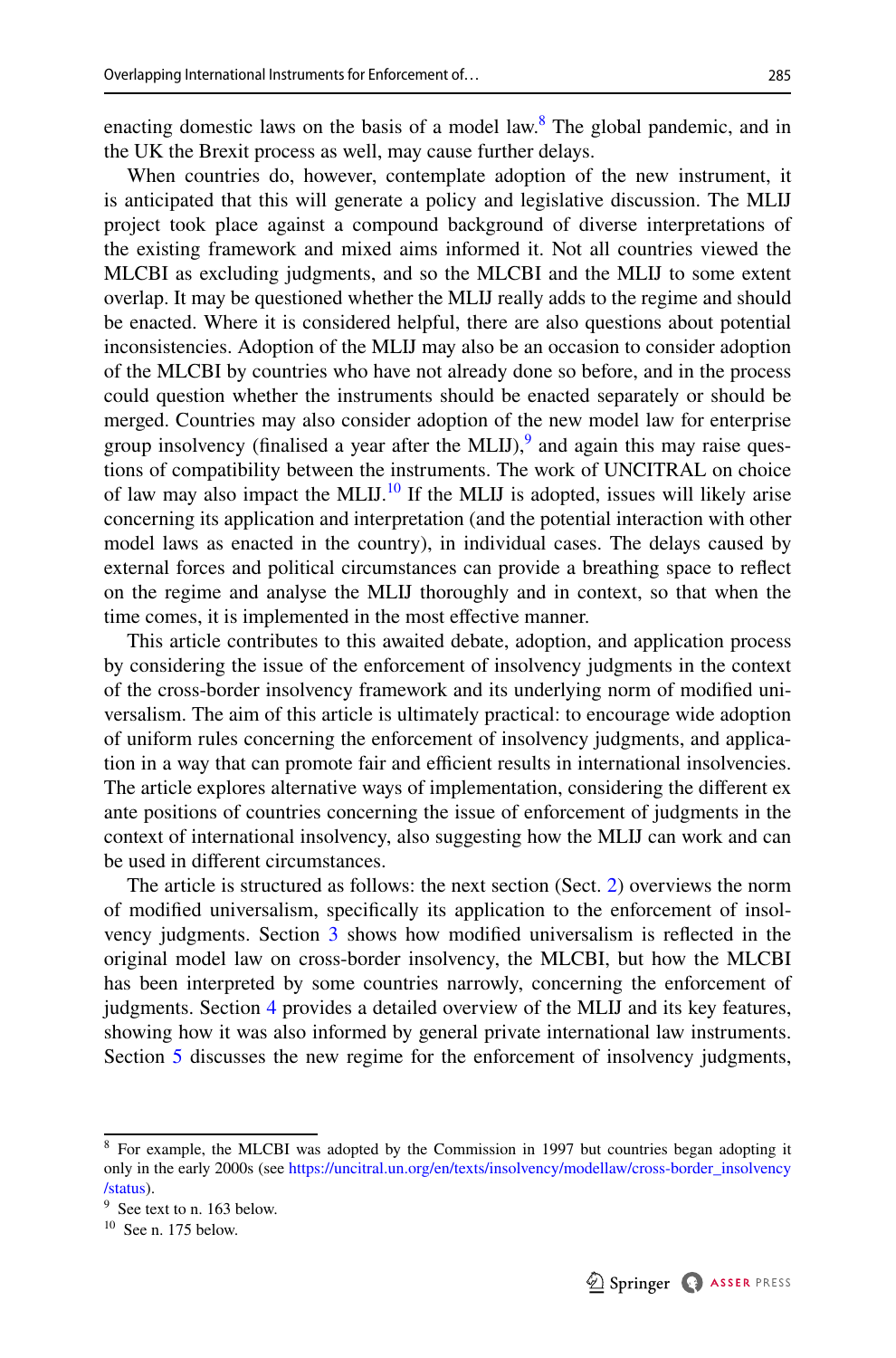enacting domestic laws on the basis of a model law.[8] The global pandemic, and in the UK the Brexit process as well, may cause further delays.

When countries do, however, contemplate adoption of the new instrument, it is anticipated that this will generate a policy and legislative discussion. The MLIJ project took place against a compound background of diverse interpretations of the existing framework and mixed aims informed it. Not all countries viewed the MLCBI as excluding judgments, and so the MLCBI and the MLIJ to some extent overlap. It may be questioned whether the MLIJ really adds to the regime and should be enacted. Where it is considered helpful, there are also questions about potential inconsistencies. Adoption of the MLIJ may also be an occasion to consider adoption of the MLCBI by countries who have not already done so before, and in the process could question whether the instruments should be enacted separately or should be merged. Countries may also consider adoption of the new model law for enterprise group insolvency (finalised a year after the MLIJ),[9] and again this may raise questions of compatibility between the instruments. The work of UNCITRAL on choice of law may also impact the MLIJ.[10] If the MLIJ is adopted, issues will likely arise concerning its application and interpretation (and the potential interaction with other model laws as enacted in the country), in individual cases. The delays caused by external forces and political circumstances can provide a breathing space to reflect on the regime and analyse the MLIJ thoroughly and in context, so that when the time comes, it is implemented in the most effective manner.

This article contributes to this awaited debate, adoption, and application process by considering the issue of the enforcement of insolvency judgments in the context of the cross-border insolvency framework and its underlying norm of modified universalism. The aim of this article is ultimately practical: to encourage wide adoption of uniform rules concerning the enforcement of insolvency judgments, and application in a way that can promote fair and efficient results in international insolvencies. The article explores alternative ways of implementation, considering the different ex ante positions of countries concerning the issue of enforcement of judgments in the context of international insolvency, also suggesting how the MLIJ can work and can be used in different circumstances.

The article is structured as follows: the next section (Sect. 2) overviews the norm of modified universalism, specifically its application to the enforcement of insolvency judgments. Section 3 shows how modified universalism is reflected in the original model law on cross-border insolvency, the MLCBI, but how the MLCBI has been interpreted by some countries narrowly, concerning the enforcement of judgments. Section 4 provides a detailed overview of the MLIJ and its key features, showing how it was also informed by general private international law instruments. Section 5 discusses the new regime for the enforcement of insolvency judgments,

---

[8] For example, the MLCBI was adopted by the Commission in 1997 but countries began adopting it only in the early 2000s (see https://uncitral.un.org/en/texts/insolvency/modellaw/cross-border_insolvency/status).

[9] See text to n. 163 below.

[10] See n. 175 below.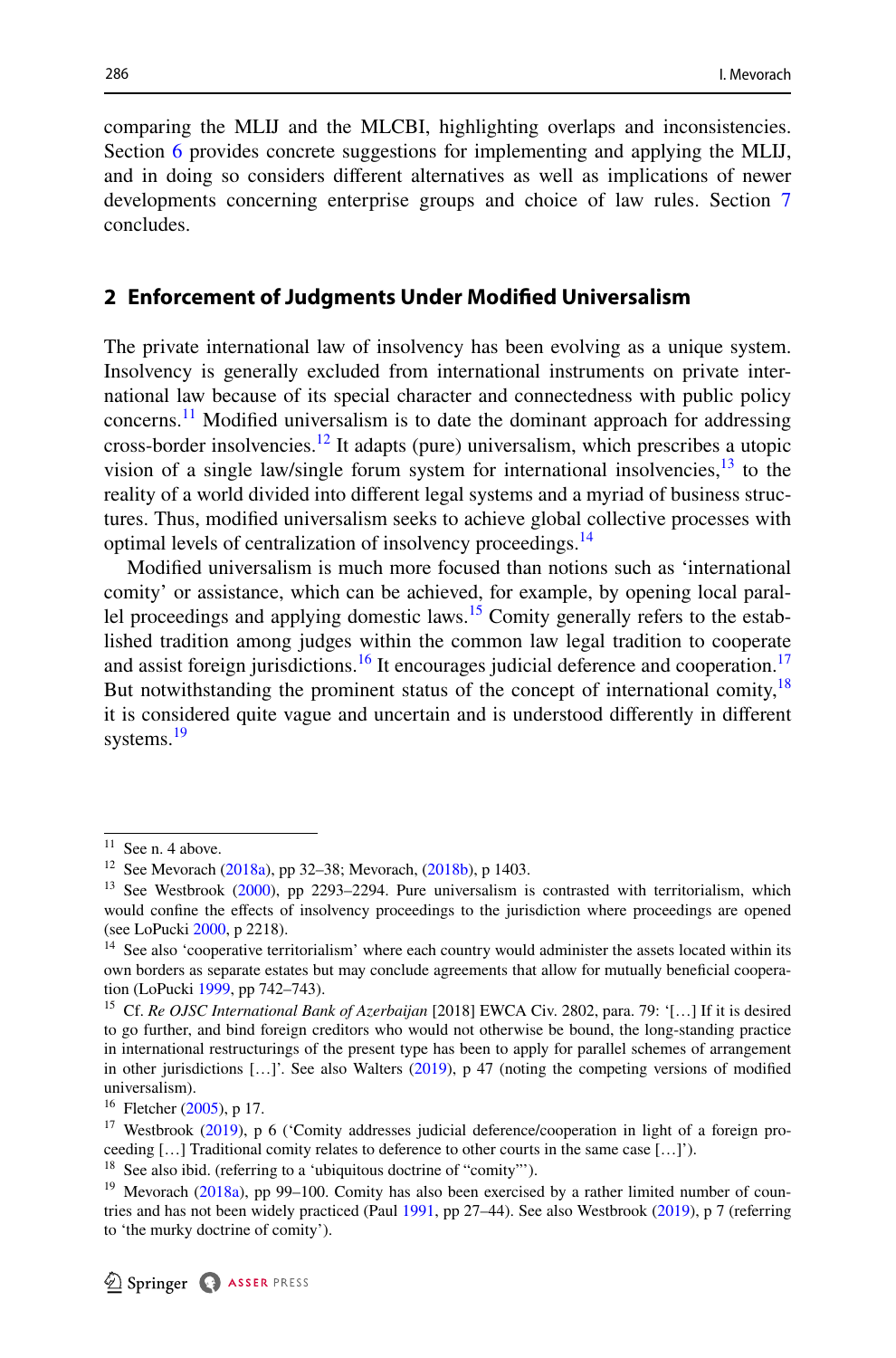comparing the MLIJ and the MLCBI, highlighting overlaps and inconsistencies. Section 6 provides concrete suggestions for implementing and applying the MLIJ, and in doing so considers different alternatives as well as implications of newer developments concerning enterprise groups and choice of law rules. Section 7 concludes.

## 2 Enforcement of Judgments Under Modified Universalism

The private international law of insolvency has been evolving as a unique system. Insolvency is generally excluded from international instruments on private international law because of its special character and connectedness with public policy concerns.[11] Modified universalism is to date the dominant approach for addressing cross-border insolvencies.[12] It adapts (pure) universalism, which prescribes a utopic vision of a single law/single forum system for international insolvencies,[13] to the reality of a world divided into different legal systems and a myriad of business structures. Thus, modified universalism seeks to achieve global collective processes with optimal levels of centralization of insolvency proceedings.[14]

Modified universalism is much more focused than notions such as 'international comity' or assistance, which can be achieved, for example, by opening local parallel proceedings and applying domestic laws.[15] Comity generally refers to the established tradition among judges within the common law legal tradition to cooperate and assist foreign jurisdictions.[16] It encourages judicial deference and cooperation.[17] But notwithstanding the prominent status of the concept of international comity,[18] it is considered quite vague and uncertain and is understood differently in different systems.[19]

---

[11] See n. 4 above.

[12] See Mevorach (2018a), pp 32–38; Mevorach, (2018b), p 1403.

[13] See Westbrook (2000), pp 2293–2294. Pure universalism is contrasted with territorialism, which would confine the effects of insolvency proceedings to the jurisdiction where proceedings are opened (see LoPucki 2000, p 2218).

[14] See also 'cooperative territorialism' where each country would administer the assets located within its own borders as separate estates but may conclude agreements that allow for mutually beneficial cooperation (LoPucki 1999, pp 742–743).

[15] Cf. *Re OJSC International Bank of Azerbaijan* [2018] EWCA Civ. 2802, para. 79: '[…] If it is desired to go further, and bind foreign creditors who would not otherwise be bound, the long-standing practice in international restructurings of the present type has been to apply for parallel schemes of arrangement in other jurisdictions […]'. See also Walters (2019), p 47 (noting the competing versions of modified universalism).

[16] Fletcher (2005), p 17.

[17] Westbrook (2019), p 6 ('Comity addresses judicial deference/cooperation in light of a foreign proceeding […] Traditional comity relates to deference to other courts in the same case […]').

[18] See also ibid. (referring to a 'ubiquitous doctrine of "comity"').

[19] Mevorach (2018a), pp 99–100. Comity has also been exercised by a rather limited number of countries and has not been widely practiced (Paul 1991, pp 27–44). See also Westbrook (2019), p 7 (referring to 'the murky doctrine of comity').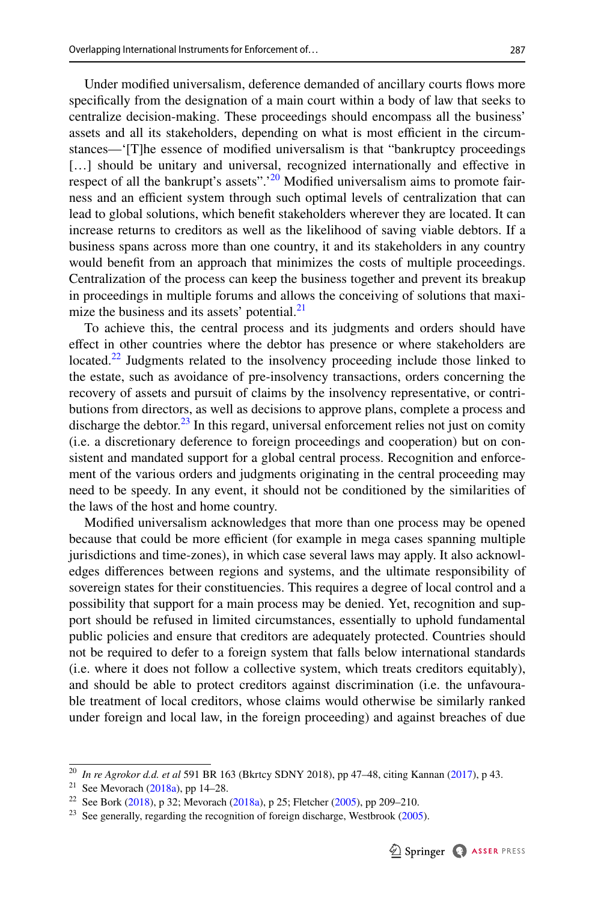Under modified universalism, deference demanded of ancillary courts flows more specifically from the designation of a main court within a body of law that seeks to centralize decision-making. These proceedings should encompass all the business' assets and all its stakeholders, depending on what is most efficient in the circumstances—'[T]he essence of modified universalism is that "bankruptcy proceedings [...] should be unitary and universal, recognized internationally and effective in respect of all the bankrupt's assets".'[20] Modified universalism aims to promote fairness and an efficient system through such optimal levels of centralization that can lead to global solutions, which benefit stakeholders wherever they are located. It can increase returns to creditors as well as the likelihood of saving viable debtors. If a business spans across more than one country, it and its stakeholders in any country would benefit from an approach that minimizes the costs of multiple proceedings. Centralization of the process can keep the business together and prevent its breakup in proceedings in multiple forums and allows the conceiving of solutions that maximize the business and its assets' potential.[21]

To achieve this, the central process and its judgments and orders should have effect in other countries where the debtor has presence or where stakeholders are located.[22] Judgments related to the insolvency proceeding include those linked to the estate, such as avoidance of pre-insolvency transactions, orders concerning the recovery of assets and pursuit of claims by the insolvency representative, or contributions from directors, as well as decisions to approve plans, complete a process and discharge the debtor.[23] In this regard, universal enforcement relies not just on comity (i.e. a discretionary deference to foreign proceedings and cooperation) but on consistent and mandated support for a global central process. Recognition and enforcement of the various orders and judgments originating in the central proceeding may need to be speedy. In any event, it should not be conditioned by the similarities of the laws of the host and home country.

Modified universalism acknowledges that more than one process may be opened because that could be more efficient (for example in mega cases spanning multiple jurisdictions and time-zones), in which case several laws may apply. It also acknowledges differences between regions and systems, and the ultimate responsibility of sovereign states for their constituencies. This requires a degree of local control and a possibility that support for a main process may be denied. Yet, recognition and support should be refused in limited circumstances, essentially to uphold fundamental public policies and ensure that creditors are adequately protected. Countries should not be required to defer to a foreign system that falls below international standards (i.e. where it does not follow a collective system, which treats creditors equitably), and should be able to protect creditors against discrimination (i.e. the unfavourable treatment of local creditors, whose claims would otherwise be similarly ranked under foreign and local law, in the foreign proceeding) and against breaches of due

---

[20] *In re Agrokor d.d. et al* 591 BR 163 (Bkrtcy SDNY 2018), pp 47–48, citing Kannan (2017), p 43.

[21] See Mevorach (2018a), pp 14–28.

[22] See Bork (2018), p 32; Mevorach (2018a), p 25; Fletcher (2005), pp 209–210.

[23] See generally, regarding the recognition of foreign discharge, Westbrook (2005).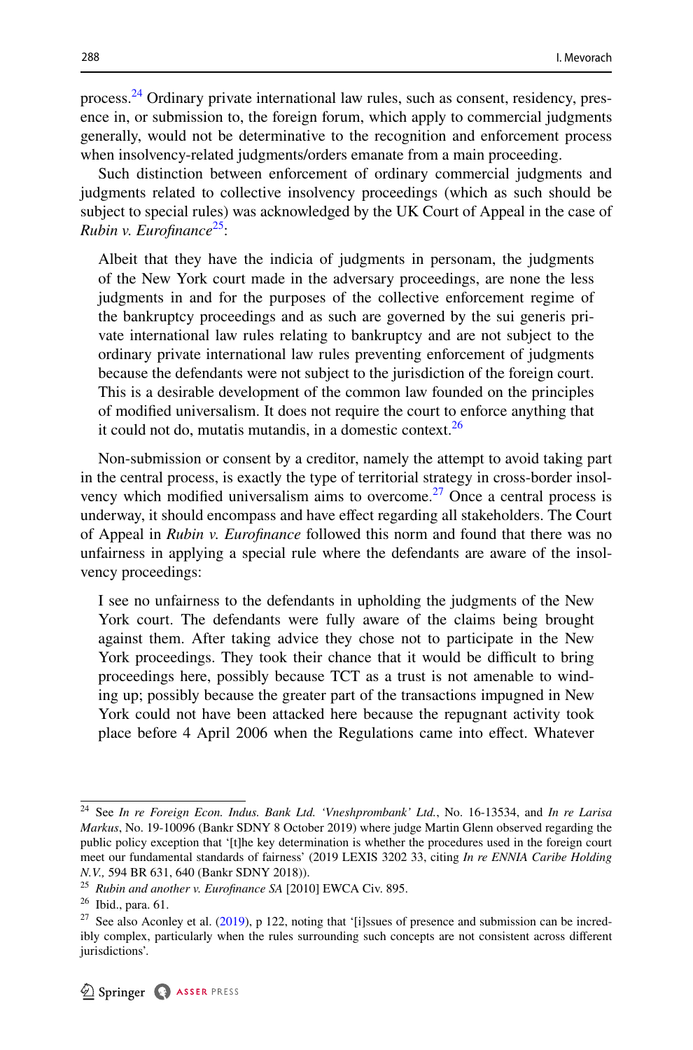process.[24] Ordinary private international law rules, such as consent, residency, presence in, or submission to, the foreign forum, which apply to commercial judgments generally, would not be determinative to the recognition and enforcement process when insolvency-related judgments/orders emanate from a main proceeding.

Such distinction between enforcement of ordinary commercial judgments and judgments related to collective insolvency proceedings (which as such should be subject to special rules) was acknowledged by the UK Court of Appeal in the case of *Rubin v. Eurofinance*[25]:

> Albeit that they have the indicia of judgments in personam, the judgments of the New York court made in the adversary proceedings, are none the less judgments in and for the purposes of the collective enforcement regime of the bankruptcy proceedings and as such are governed by the sui generis private international law rules relating to bankruptcy and are not subject to the ordinary private international law rules preventing enforcement of judgments because the defendants were not subject to the jurisdiction of the foreign court. This is a desirable development of the common law founded on the principles of modified universalism. It does not require the court to enforce anything that it could not do, mutatis mutandis, in a domestic context.[26]

Non-submission or consent by a creditor, namely the attempt to avoid taking part in the central process, is exactly the type of territorial strategy in cross-border insolvency which modified universalism aims to overcome.[27] Once a central process is underway, it should encompass and have effect regarding all stakeholders. The Court of Appeal in *Rubin v. Eurofinance* followed this norm and found that there was no unfairness in applying a special rule where the defendants are aware of the insolvency proceedings:

> I see no unfairness to the defendants in upholding the judgments of the New York court. The defendants were fully aware of the claims being brought against them. After taking advice they chose not to participate in the New York proceedings. They took their chance that it would be difficult to bring proceedings here, possibly because TCT as a trust is not amenable to winding up; possibly because the greater part of the transactions impugned in New York could not have been attacked here because the repugnant activity took place before 4 April 2006 when the Regulations came into effect. Whatever

---

[24] See *In re Foreign Econ. Indus. Bank Ltd. 'Vneshprombank' Ltd.*, No. 16-13534, and *In re Larisa Markus*, No. 19-10096 (Bankr SDNY 8 October 2019) where judge Martin Glenn observed regarding the public policy exception that '[t]he key determination is whether the procedures used in the foreign court meet our fundamental standards of fairness' (2019 LEXIS 3202 33, citing *In re ENNIA Caribe Holding N.V.,* 594 BR 631, 640 (Bankr SDNY 2018)).

[25] *Rubin and another v. Eurofinance SA* [2010] EWCA Civ. 895.

[26] Ibid., para. 61.

[27] See also Aconley et al. (2019), p 122, noting that '[i]ssues of presence and submission can be incredibly complex, particularly when the rules surrounding such concepts are not consistent across different jurisdictions'.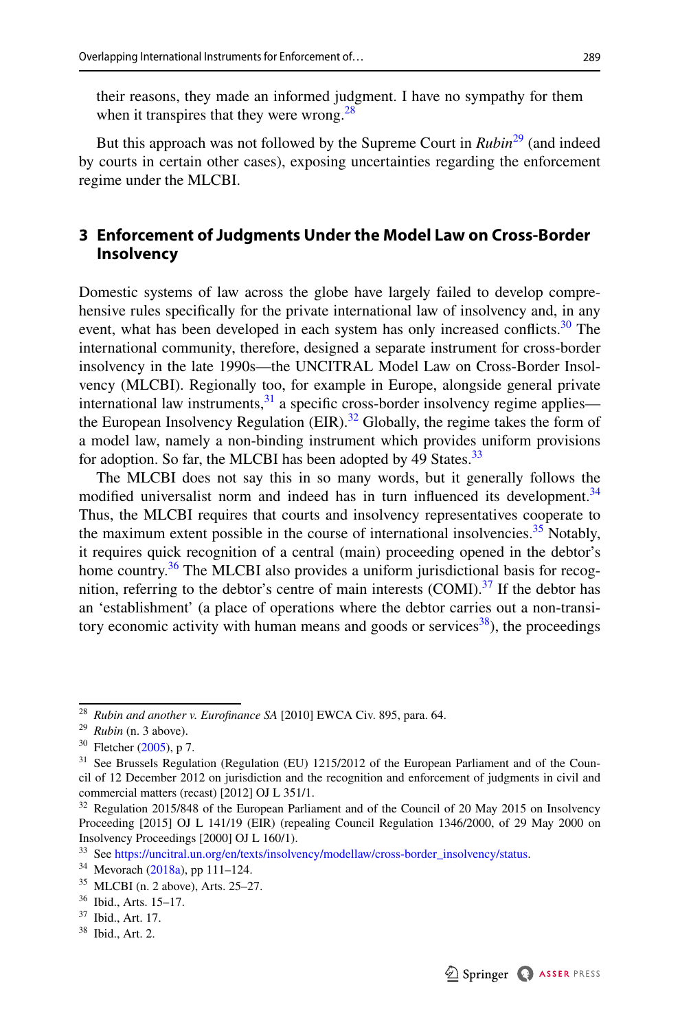their reasons, they made an informed judgment. I have no sympathy for them when it transpires that they were wrong.[28]

But this approach was not followed by the Supreme Court in *Rubin*[29] (and indeed by courts in certain other cases), exposing uncertainties regarding the enforcement regime under the MLCBI.

## 3 Enforcement of Judgments Under the Model Law on Cross-Border Insolvency

Domestic systems of law across the globe have largely failed to develop comprehensive rules specifically for the private international law of insolvency and, in any event, what has been developed in each system has only increased conflicts.[30] The international community, therefore, designed a separate instrument for cross-border insolvency in the late 1990s—the UNCITRAL Model Law on Cross-Border Insolvency (MLCBI). Regionally too, for example in Europe, alongside general private international law instruments,[31] a specific cross-border insolvency regime applies—the European Insolvency Regulation (EIR).[32] Globally, the regime takes the form of a model law, namely a non-binding instrument which provides uniform provisions for adoption. So far, the MLCBI has been adopted by 49 States.[33]

The MLCBI does not say this in so many words, but it generally follows the modified universalist norm and indeed has in turn influenced its development.[34] Thus, the MLCBI requires that courts and insolvency representatives cooperate to the maximum extent possible in the course of international insolvencies.[35] Notably, it requires quick recognition of a central (main) proceeding opened in the debtor's home country.[36] The MLCBI also provides a uniform jurisdictional basis for recognition, referring to the debtor's centre of main interests (COMI).[37] If the debtor has an 'establishment' (a place of operations where the debtor carries out a non-transitory economic activity with human means and goods or services[38]), the proceedings

---

[28] *Rubin and another v. Eurofinance SA* [2010] EWCA Civ. 895, para. 64.

[29] *Rubin* (n. 3 above).

[30] Fletcher (2005), p 7.

[31] See Brussels Regulation (Regulation (EU) 1215/2012 of the European Parliament and of the Council of 12 December 2012 on jurisdiction and the recognition and enforcement of judgments in civil and commercial matters (recast) [2012] OJ L 351/1.

[32] Regulation 2015/848 of the European Parliament and of the Council of 20 May 2015 on Insolvency Proceeding [2015] OJ L 141/19 (EIR) (repealing Council Regulation 1346/2000, of 29 May 2000 on Insolvency Proceedings [2000] OJ L 160/1).

[33] See https://uncitral.un.org/en/texts/insolvency/modellaw/cross-border_insolvency/status.

[34] Mevorach (2018a), pp 111–124.

[35] MLCBI (n. 2 above), Arts. 25–27.

[36] Ibid., Arts. 15–17.

[37] Ibid., Art. 17.

[38] Ibid., Art. 2.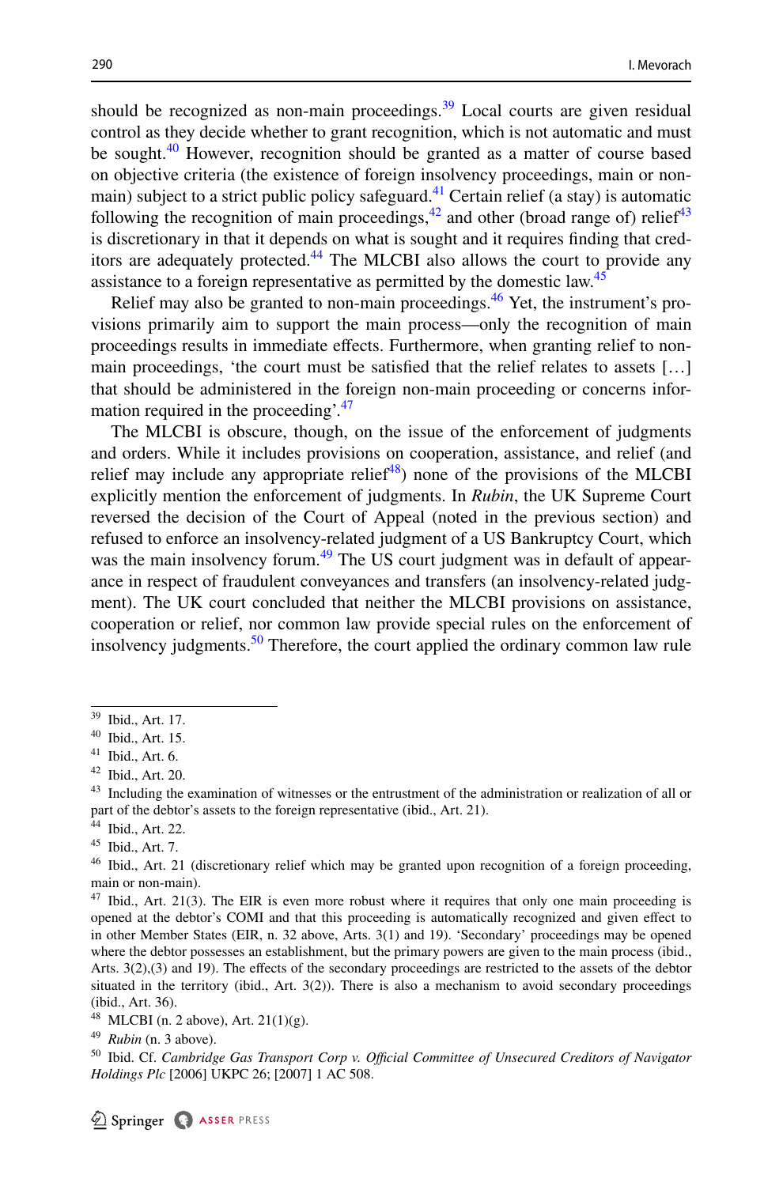should be recognized as non-main proceedings.[39] Local courts are given residual control as they decide whether to grant recognition, which is not automatic and must be sought.[40] However, recognition should be granted as a matter of course based on objective criteria (the existence of foreign insolvency proceedings, main or non-main) subject to a strict public policy safeguard.[41] Certain relief (a stay) is automatic following the recognition of main proceedings,[42] and other (broad range of) relief[43] is discretionary in that it depends on what is sought and it requires finding that creditors are adequately protected.[44] The MLCBI also allows the court to provide any assistance to a foreign representative as permitted by the domestic law.[45]

Relief may also be granted to non-main proceedings.[46] Yet, the instrument's provisions primarily aim to support the main process—only the recognition of main proceedings results in immediate effects. Furthermore, when granting relief to non-main proceedings, 'the court must be satisfied that the relief relates to assets […] that should be administered in the foreign non-main proceeding or concerns information required in the proceeding'.[47]

The MLCBI is obscure, though, on the issue of the enforcement of judgments and orders. While it includes provisions on cooperation, assistance, and relief (and relief may include any appropriate relief[48]) none of the provisions of the MLCBI explicitly mention the enforcement of judgments. In *Rubin*, the UK Supreme Court reversed the decision of the Court of Appeal (noted in the previous section) and refused to enforce an insolvency-related judgment of a US Bankruptcy Court, which was the main insolvency forum.[49] The US court judgment was in default of appearance in respect of fraudulent conveyances and transfers (an insolvency-related judgment). The UK court concluded that neither the MLCBI provisions on assistance, cooperation or relief, nor common law provide special rules on the enforcement of insolvency judgments.[50] Therefore, the court applied the ordinary common law rule

---

[39] Ibid., Art. 17.

[40] Ibid., Art. 15.

[41] Ibid., Art. 6.

[42] Ibid., Art. 20.

[43] Including the examination of witnesses or the entrustment of the administration or realization of all or part of the debtor's assets to the foreign representative (ibid., Art. 21).

[44] Ibid., Art. 22.

[45] Ibid., Art. 7.

[46] Ibid., Art. 21 (discretionary relief which may be granted upon recognition of a foreign proceeding, main or non-main).

[47] Ibid., Art. 21(3). The EIR is even more robust where it requires that only one main proceeding is opened at the debtor's COMI and that this proceeding is automatically recognized and given effect to in other Member States (EIR, n. 32 above, Arts. 3(1) and 19). 'Secondary' proceedings may be opened where the debtor possesses an establishment, but the primary powers are given to the main process (ibid., Arts. 3(2),(3) and 19). The effects of the secondary proceedings are restricted to the assets of the debtor situated in the territory (ibid., Art. 3(2)). There is also a mechanism to avoid secondary proceedings (ibid., Art. 36).

[48] MLCBI (n. 2 above), Art. 21(1)(g).

[49] *Rubin* (n. 3 above).

[50] Ibid. Cf. *Cambridge Gas Transport Corp v. Official Committee of Unsecured Creditors of Navigator Holdings Plc* [2006] UKPC 26; [2007] 1 AC 508.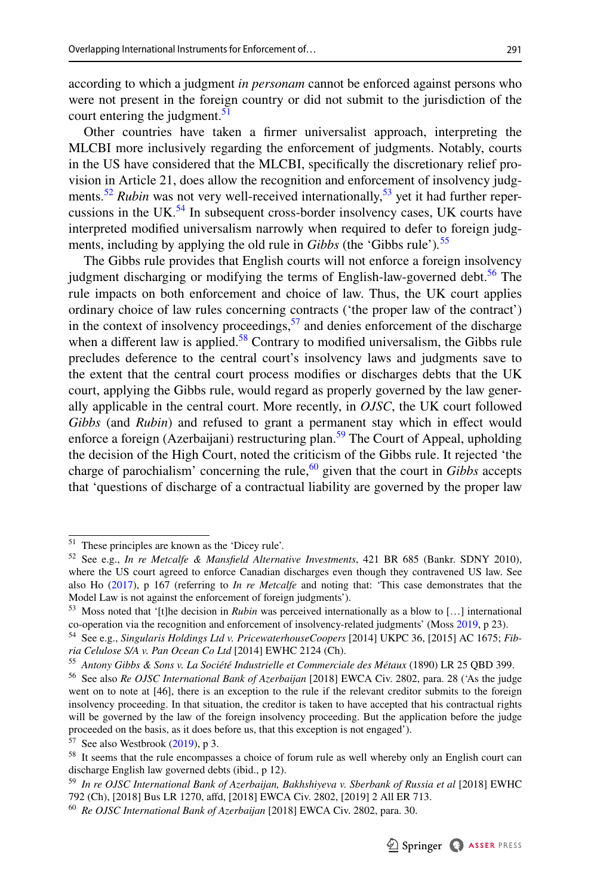according to which a judgment *in personam* cannot be enforced against persons who were not present in the foreign country or did not submit to the jurisdiction of the court entering the judgment.[51]

Other countries have taken a firmer universalist approach, interpreting the MLCBI more inclusively regarding the enforcement of judgments. Notably, courts in the US have considered that the MLCBI, specifically the discretionary relief provision in Article 21, does allow the recognition and enforcement of insolvency judgments.[52] *Rubin* was not very well-received internationally,[53] yet it had further repercussions in the UK.[54] In subsequent cross-border insolvency cases, UK courts have interpreted modified universalism narrowly when required to defer to foreign judgments, including by applying the old rule in *Gibbs* (the 'Gibbs rule').[55]

The Gibbs rule provides that English courts will not enforce a foreign insolvency judgment discharging or modifying the terms of English-law-governed debt.[56] The rule impacts on both enforcement and choice of law. Thus, the UK court applies ordinary choice of law rules concerning contracts ('the proper law of the contract') in the context of insolvency proceedings,[57] and denies enforcement of the discharge when a different law is applied.[58] Contrary to modified universalism, the Gibbs rule precludes deference to the central court's insolvency laws and judgments save to the extent that the central court process modifies or discharges debts that the UK court, applying the Gibbs rule, would regard as properly governed by the law generally applicable in the central court. More recently, in *OJSC*, the UK court followed *Gibbs* (and *Rubin*) and refused to grant a permanent stay which in effect would enforce a foreign (Azerbaijani) restructuring plan.[59] The Court of Appeal, upholding the decision of the High Court, noted the criticism of the Gibbs rule. It rejected 'the charge of parochialism' concerning the rule,[60] given that the court in *Gibbs* accepts that 'questions of discharge of a contractual liability are governed by the proper law

---

[51] These principles are known as the 'Dicey rule'.

[52] See e.g., *In re Metcalfe & Mansfield Alternative Investments*, 421 BR 685 (Bankr. SDNY 2010), where the US court agreed to enforce Canadian discharges even though they contravened US law. See also Ho (2017), p 167 (referring to *In re Metcalfe* and noting that: 'This case demonstrates that the Model Law is not against the enforcement of foreign judgments').

[53] Moss noted that '[t]he decision in *Rubin* was perceived internationally as a blow to […] international co-operation via the recognition and enforcement of insolvency-related judgments' (Moss 2019, p 23).

[54] See e.g., *Singularis Holdings Ltd v. PricewaterhouseCoopers* [2014] UKPC 36, [2015] AC 1675; *Fibria Celulose S/A v. Pan Ocean Co Ltd* [2014] EWHC 2124 (Ch).

[55] *Antony Gibbs & Sons v. La Société Industrielle et Commerciale des Métaux* (1890) LR 25 QBD 399.

[56] See also *Re OJSC International Bank of Azerbaijan* [2018] EWCA Civ. 2802, para. 28 ('As the judge went on to note at [46], there is an exception to the rule if the relevant creditor submits to the foreign insolvency proceeding. In that situation, the creditor is taken to have accepted that his contractual rights will be governed by the law of the foreign insolvency proceeding. But the application before the judge proceeded on the basis, as it does before us, that this exception is not engaged').

[57] See also Westbrook (2019), p 3.

[58] It seems that the rule encompasses a choice of forum rule as well whereby only an English court can discharge English law governed debts (ibid., p 12).

[59] *In re OJSC International Bank of Azerbaijan, Bakhshiyeva v. Sberbank of Russia et al* [2018] EWHC 792 (Ch), [2018] Bus LR 1270, affd, [2018] EWCA Civ. 2802, [2019] 2 All ER 713.

[60] *Re OJSC International Bank of Azerbaijan* [2018] EWCA Civ. 2802, para. 30.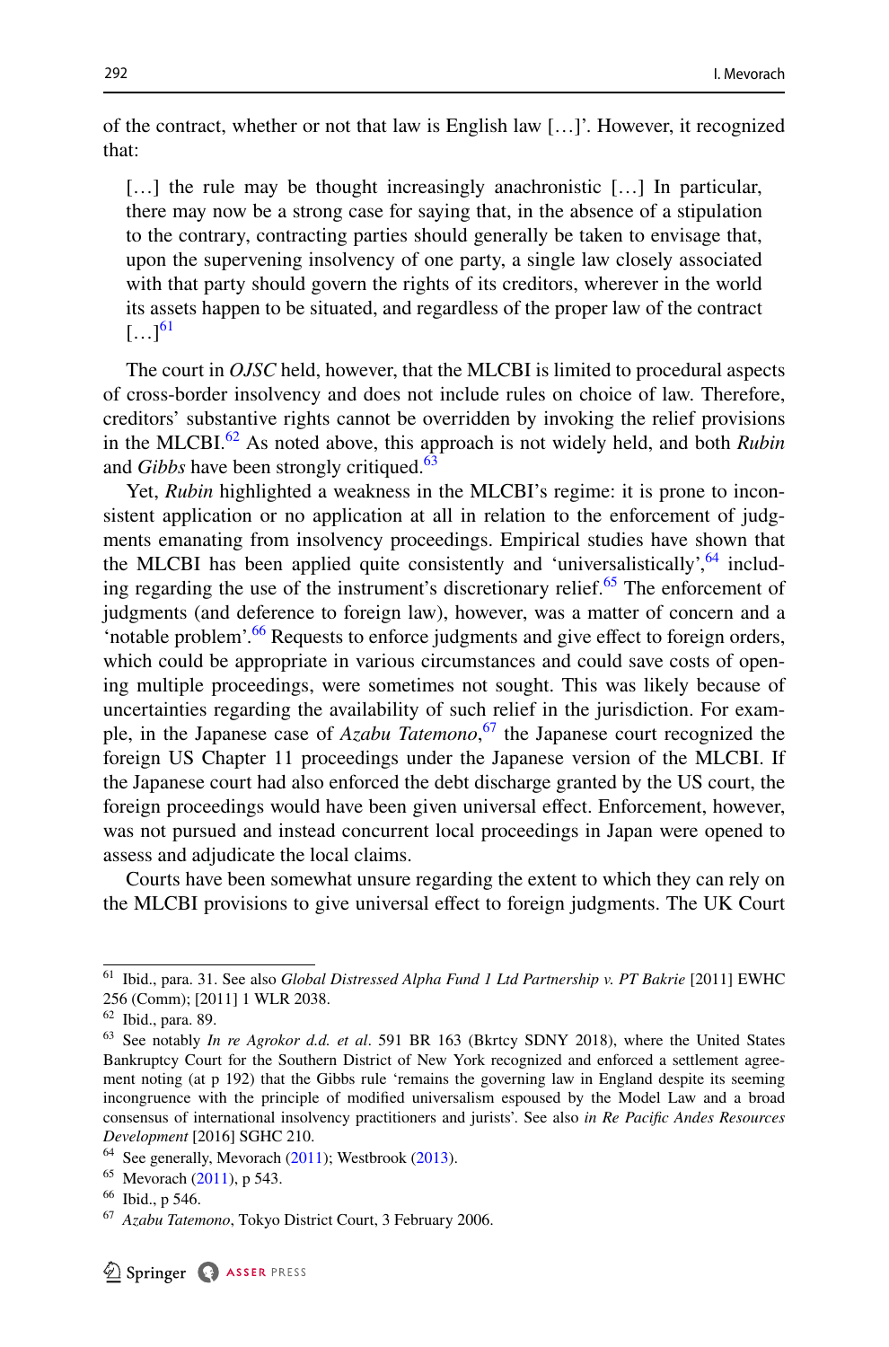of the contract, whether or not that law is English law […]'. However, it recognized that:

> […] the rule may be thought increasingly anachronistic […] In particular, there may now be a strong case for saying that, in the absence of a stipulation to the contrary, contracting parties should generally be taken to envisage that, upon the supervening insolvency of one party, a single law closely associated with that party should govern the rights of its creditors, wherever in the world its assets happen to be situated, and regardless of the proper law of the contract […][61]

The court in *OJSC* held, however, that the MLCBI is limited to procedural aspects of cross-border insolvency and does not include rules on choice of law. Therefore, creditors' substantive rights cannot be overridden by invoking the relief provisions in the MLCBI.[62] As noted above, this approach is not widely held, and both *Rubin* and *Gibbs* have been strongly critiqued.[63]

Yet, *Rubin* highlighted a weakness in the MLCBI's regime: it is prone to inconsistent application or no application at all in relation to the enforcement of judgments emanating from insolvency proceedings. Empirical studies have shown that the MLCBI has been applied quite consistently and 'universalistically',[64] including regarding the use of the instrument's discretionary relief.[65] The enforcement of judgments (and deference to foreign law), however, was a matter of concern and a 'notable problem'.[66] Requests to enforce judgments and give effect to foreign orders, which could be appropriate in various circumstances and could save costs of opening multiple proceedings, were sometimes not sought. This was likely because of uncertainties regarding the availability of such relief in the jurisdiction. For example, in the Japanese case of *Azabu Tatemono*,[67] the Japanese court recognized the foreign US Chapter 11 proceedings under the Japanese version of the MLCBI. If the Japanese court had also enforced the debt discharge granted by the US court, the foreign proceedings would have been given universal effect. Enforcement, however, was not pursued and instead concurrent local proceedings in Japan were opened to assess and adjudicate the local claims.

Courts have been somewhat unsure regarding the extent to which they can rely on the MLCBI provisions to give universal effect to foreign judgments. The UK Court

---

[61] Ibid., para. 31. See also *Global Distressed Alpha Fund 1 Ltd Partnership v. PT Bakrie* [2011] EWHC 256 (Comm); [2011] 1 WLR 2038.

[62] Ibid., para. 89.

[63] See notably *In re Agrokor d.d. et al*. 591 BR 163 (Bkrtcy SDNY 2018), where the United States Bankruptcy Court for the Southern District of New York recognized and enforced a settlement agreement noting (at p 192) that the Gibbs rule 'remains the governing law in England despite its seeming incongruence with the principle of modified universalism espoused by the Model Law and a broad consensus of international insolvency practitioners and jurists'. See also *in Re Pacific Andes Resources Development* [2016] SGHC 210.

[64] See generally, Mevorach (2011); Westbrook (2013).

[65] Mevorach (2011), p 543.

[66] Ibid., p 546.

[67] *Azabu Tatemono*, Tokyo District Court, 3 February 2006.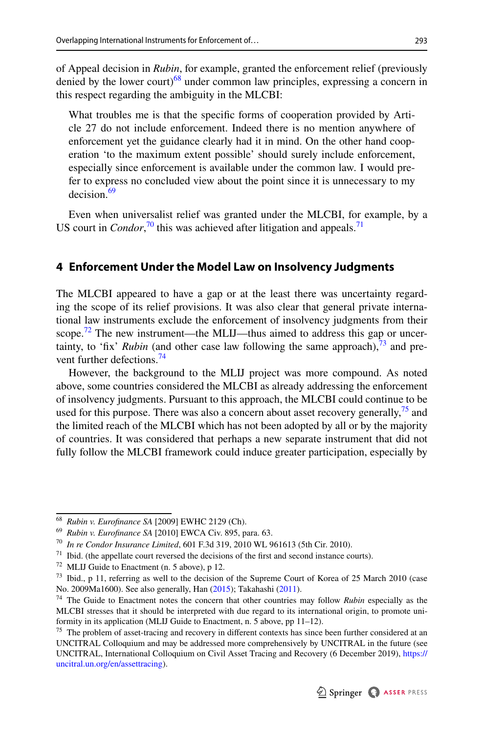of Appeal decision in *Rubin*, for example, granted the enforcement relief (previously denied by the lower court)[68] under common law principles, expressing a concern in this respect regarding the ambiguity in the MLCBI:

> What troubles me is that the specific forms of cooperation provided by Article 27 do not include enforcement. Indeed there is no mention anywhere of enforcement yet the guidance clearly had it in mind. On the other hand cooperation 'to the maximum extent possible' should surely include enforcement, especially since enforcement is available under the common law. I would prefer to express no concluded view about the point since it is unnecessary to my decision.[69]

Even when universalist relief was granted under the MLCBI, for example, by a US court in *Condor*,[70] this was achieved after litigation and appeals.[71]

## 4 Enforcement Under the Model Law on Insolvency Judgments

The MLCBI appeared to have a gap or at the least there was uncertainty regarding the scope of its relief provisions. It was also clear that general private international law instruments exclude the enforcement of insolvency judgments from their scope.[72] The new instrument—the MLIJ—thus aimed to address this gap or uncertainty, to 'fix' *Rubin* (and other case law following the same approach),[73] and prevent further defections.[74]

However, the background to the MLIJ project was more compound. As noted above, some countries considered the MLCBI as already addressing the enforcement of insolvency judgments. Pursuant to this approach, the MLCBI could continue to be used for this purpose. There was also a concern about asset recovery generally,[75] and the limited reach of the MLCBI which has not been adopted by all or by the majority of countries. It was considered that perhaps a new separate instrument that did not fully follow the MLCBI framework could induce greater participation, especially by

---

[68] *Rubin v. Eurofinance SA* [2009] EWHC 2129 (Ch).

[69] *Rubin v. Eurofinance SA* [2010] EWCA Civ. 895, para. 63.

[70] *In re Condor Insurance Limited*, 601 F.3d 319, 2010 WL 961613 (5th Cir. 2010).

[71] Ibid. (the appellate court reversed the decisions of the first and second instance courts).

[72] MLIJ Guide to Enactment (n. 5 above), p 12.

[73] Ibid., p 11, referring as well to the decision of the Supreme Court of Korea of 25 March 2010 (case No. 2009Ma1600). See also generally, Han (2015); Takahashi (2011).

[74] The Guide to Enactment notes the concern that other countries may follow *Rubin* especially as the MLCBI stresses that it should be interpreted with due regard to its international origin, to promote uniformity in its application (MLIJ Guide to Enactment, n. 5 above, pp 11–12).

[75] The problem of asset-tracing and recovery in different contexts has since been further considered at an UNCITRAL Colloquium and may be addressed more comprehensively by UNCITRAL in the future (see UNCITRAL, International Colloquium on Civil Asset Tracing and Recovery (6 December 2019), https://uncitral.un.org/en/assettracing).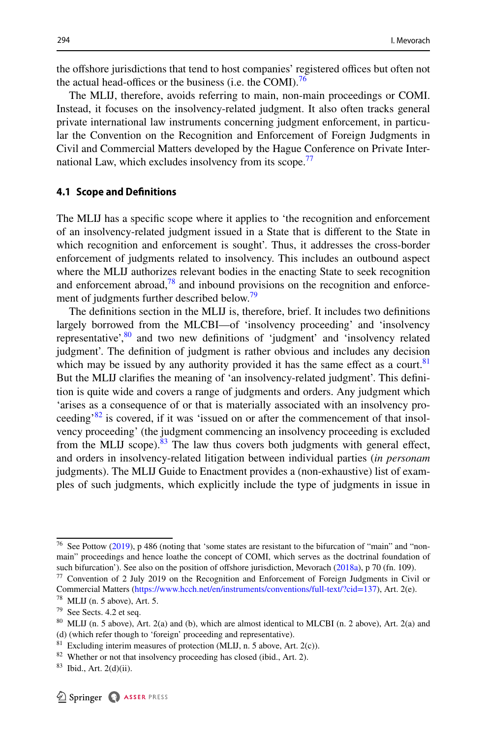the offshore jurisdictions that tend to host companies' registered offices but often not the actual head-offices or the business (i.e. the COMI).[76]

The MLIJ, therefore, avoids referring to main, non-main proceedings or COMI. Instead, it focuses on the insolvency-related judgment. It also often tracks general private international law instruments concerning judgment enforcement, in particular the Convention on the Recognition and Enforcement of Foreign Judgments in Civil and Commercial Matters developed by the Hague Conference on Private International Law, which excludes insolvency from its scope.[77]

### 4.1 Scope and Definitions

The MLIJ has a specific scope where it applies to 'the recognition and enforcement of an insolvency-related judgment issued in a State that is different to the State in which recognition and enforcement is sought'. Thus, it addresses the cross-border enforcement of judgments related to insolvency. This includes an outbound aspect where the MLIJ authorizes relevant bodies in the enacting State to seek recognition and enforcement abroad,[78] and inbound provisions on the recognition and enforcement of judgments further described below.[79]

The definitions section in the MLIJ is, therefore, brief. It includes two definitions largely borrowed from the MLCBI—of 'insolvency proceeding' and 'insolvency representative',[80] and two new definitions of 'judgment' and 'insolvency related judgment'. The definition of judgment is rather obvious and includes any decision which may be issued by any authority provided it has the same effect as a court.[81] But the MLIJ clarifies the meaning of 'an insolvency-related judgment'. This definition is quite wide and covers a range of judgments and orders. Any judgment which 'arises as a consequence of or that is materially associated with an insolvency proceeding'[82] is covered, if it was 'issued on or after the commencement of that insolvency proceeding' (the judgment commencing an insolvency proceeding is excluded from the MLIJ scope).[83] The law thus covers both judgments with general effect, and orders in insolvency-related litigation between individual parties (*in personam* judgments). The MLIJ Guide to Enactment provides a (non-exhaustive) list of examples of such judgments, which explicitly include the type of judgments in issue in

---

[76] See Pottow (2019), p 486 (noting that 'some states are resistant to the bifurcation of "main" and "non-main" proceedings and hence loathe the concept of COMI, which serves as the doctrinal foundation of such bifurcation'). See also on the position of offshore jurisdiction, Mevorach (2018a), p 70 (fn. 109).

[77] Convention of 2 July 2019 on the Recognition and Enforcement of Foreign Judgments in Civil or Commercial Matters (https://www.hcch.net/en/instruments/conventions/full-text/?cid=137), Art. 2(e).

[78] MLIJ (n. 5 above), Art. 5.

[79] See Sects. 4.2 et seq.

[80] MLIJ (n. 5 above), Art. 2(a) and (b), which are almost identical to MLCBI (n. 2 above), Art. 2(a) and (d) (which refer though to 'foreign' proceeding and representative).

[81] Excluding interim measures of protection (MLIJ, n. 5 above, Art. 2(c)).

[82] Whether or not that insolvency proceeding has closed (ibid., Art. 2).

[83] Ibid., Art. 2(d)(ii).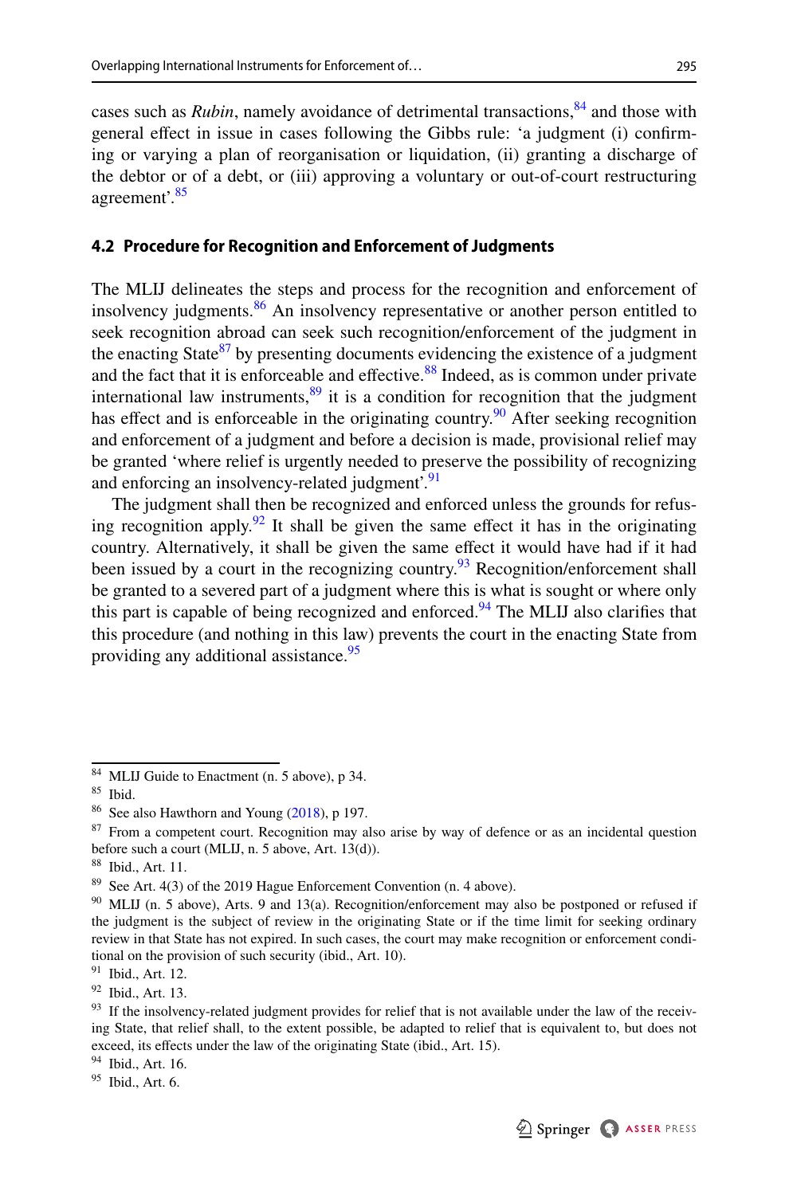cases such as *Rubin*, namely avoidance of detrimental transactions,[84] and those with general effect in issue in cases following the Gibbs rule: 'a judgment (i) confirming or varying a plan of reorganisation or liquidation, (ii) granting a discharge of the debtor or of a debt, or (iii) approving a voluntary or out-of-court restructuring agreement'.[85]

### 4.2 Procedure for Recognition and Enforcement of Judgments

The MLIJ delineates the steps and process for the recognition and enforcement of insolvency judgments.[86] An insolvency representative or another person entitled to seek recognition abroad can seek such recognition/enforcement of the judgment in the enacting State[87] by presenting documents evidencing the existence of a judgment and the fact that it is enforceable and effective.[88] Indeed, as is common under private international law instruments,[89] it is a condition for recognition that the judgment has effect and is enforceable in the originating country.[90] After seeking recognition and enforcement of a judgment and before a decision is made, provisional relief may be granted 'where relief is urgently needed to preserve the possibility of recognizing and enforcing an insolvency-related judgment'.[91]

The judgment shall then be recognized and enforced unless the grounds for refusing recognition apply.[92] It shall be given the same effect it has in the originating country. Alternatively, it shall be given the same effect it would have had if it had been issued by a court in the recognizing country.[93] Recognition/enforcement shall be granted to a severed part of a judgment where this is what is sought or where only this part is capable of being recognized and enforced.[94] The MLIJ also clarifies that this procedure (and nothing in this law) prevents the court in the enacting State from providing any additional assistance.[95]

---

[84] MLIJ Guide to Enactment (n. 5 above), p 34.

[85] Ibid.

[86] See also Hawthorn and Young (2018), p 197.

[87] From a competent court. Recognition may also arise by way of defence or as an incidental question before such a court (MLIJ, n. 5 above, Art. 13(d)).

[88] Ibid., Art. 11.

[89] See Art. 4(3) of the 2019 Hague Enforcement Convention (n. 4 above).

[90] MLIJ (n. 5 above), Arts. 9 and 13(a). Recognition/enforcement may also be postponed or refused if the judgment is the subject of review in the originating State or if the time limit for seeking ordinary review in that State has not expired. In such cases, the court may make recognition or enforcement conditional on the provision of such security (ibid., Art. 10).

[91] Ibid., Art. 12.

[92] Ibid., Art. 13.

[93] If the insolvency-related judgment provides for relief that is not available under the law of the receiving State, that relief shall, to the extent possible, be adapted to relief that is equivalent to, but does not exceed, its effects under the law of the originating State (ibid., Art. 15).

[94] Ibid., Art. 16.

[95] Ibid., Art. 6.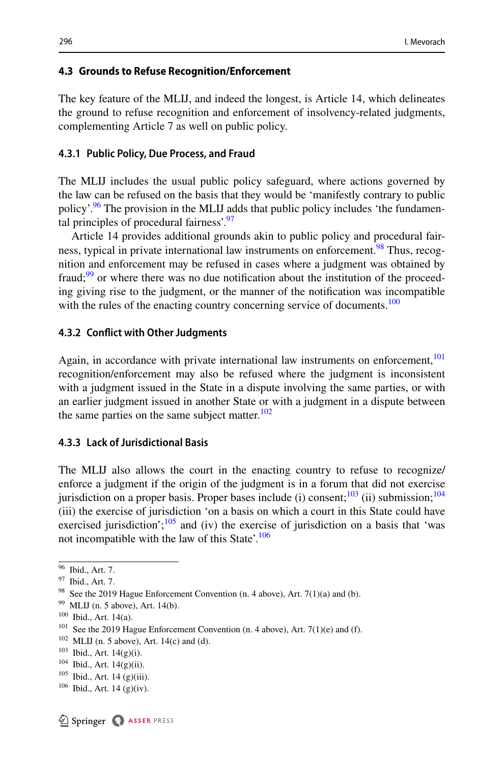### 4.3 Grounds to Refuse Recognition/Enforcement

The key feature of the MLIJ, and indeed the longest, is Article 14, which delineates the ground to refuse recognition and enforcement of insolvency-related judgments, complementing Article 7 as well on public policy.

#### 4.3.1 Public Policy, Due Process, and Fraud

The MLIJ includes the usual public policy safeguard, where actions governed by the law can be refused on the basis that they would be 'manifestly contrary to public policy'.[96] The provision in the MLIJ adds that public policy includes 'the fundamental principles of procedural fairness'.[97]

Article 14 provides additional grounds akin to public policy and procedural fairness, typical in private international law instruments on enforcement.[98] Thus, recognition and enforcement may be refused in cases where a judgment was obtained by fraud;[99] or where there was no due notification about the institution of the proceeding giving rise to the judgment, or the manner of the notification was incompatible with the rules of the enacting country concerning service of documents.[100]

#### 4.3.2 Conflict with Other Judgments

Again, in accordance with private international law instruments on enforcement,[101] recognition/enforcement may also be refused where the judgment is inconsistent with a judgment issued in the State in a dispute involving the same parties, or with an earlier judgment issued in another State or with a judgment in a dispute between the same parties on the same subject matter.[102]

#### 4.3.3 Lack of Jurisdictional Basis

The MLIJ also allows the court in the enacting country to refuse to recognize/enforce a judgment if the origin of the judgment is in a forum that did not exercise jurisdiction on a proper basis. Proper bases include (i) consent;[103] (ii) submission;[104] (iii) the exercise of jurisdiction 'on a basis on which a court in this State could have exercised jurisdiction';[105] and (iv) the exercise of jurisdiction on a basis that 'was not incompatible with the law of this State'.[106]

---

[96] Ibid., Art. 7.

[97] Ibid., Art. 7.

[98] See the 2019 Hague Enforcement Convention (n. 4 above), Art. 7(1)(a) and (b).

[99] MLIJ (n. 5 above), Art. 14(b).

[100] Ibid., Art. 14(a).

[101] See the 2019 Hague Enforcement Convention (n. 4 above), Art. 7(1)(e) and (f).

[102] MLIJ (n. 5 above), Art. 14(c) and (d).

[103] Ibid., Art. 14(g)(i).

[104] Ibid., Art. 14(g)(ii).

[105] Ibid., Art. 14 (g)(iii).

[106] Ibid., Art. 14 (g)(iv).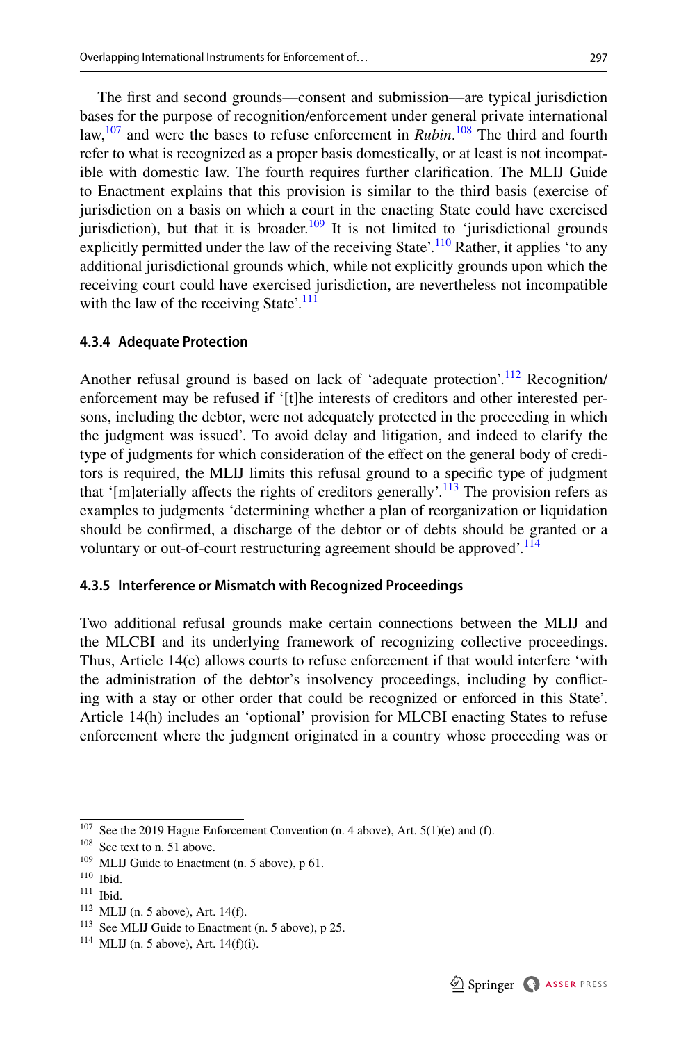The first and second grounds—consent and submission—are typical jurisdiction bases for the purpose of recognition/enforcement under general private international law,[107] and were the bases to refuse enforcement in *Rubin*.[108] The third and fourth refer to what is recognized as a proper basis domestically, or at least is not incompatible with domestic law. The fourth requires further clarification. The MLIJ Guide to Enactment explains that this provision is similar to the third basis (exercise of jurisdiction on a basis on which a court in the enacting State could have exercised jurisdiction), but that it is broader.[109] It is not limited to 'jurisdictional grounds explicitly permitted under the law of the receiving State'.[110] Rather, it applies 'to any additional jurisdictional grounds which, while not explicitly grounds upon which the receiving court could have exercised jurisdiction, are nevertheless not incompatible with the law of the receiving State'.[111]

#### 4.3.4 Adequate Protection

Another refusal ground is based on lack of 'adequate protection'.[112] Recognition/enforcement may be refused if '[t]he interests of creditors and other interested persons, including the debtor, were not adequately protected in the proceeding in which the judgment was issued'. To avoid delay and litigation, and indeed to clarify the type of judgments for which consideration of the effect on the general body of creditors is required, the MLIJ limits this refusal ground to a specific type of judgment that '[m]aterially affects the rights of creditors generally'.[113] The provision refers as examples to judgments 'determining whether a plan of reorganization or liquidation should be confirmed, a discharge of the debtor or of debts should be granted or a voluntary or out-of-court restructuring agreement should be approved'.[114]

#### 4.3.5 Interference or Mismatch with Recognized Proceedings

Two additional refusal grounds make certain connections between the MLIJ and the MLCBI and its underlying framework of recognizing collective proceedings. Thus, Article 14(e) allows courts to refuse enforcement if that would interfere 'with the administration of the debtor's insolvency proceedings, including by conflicting with a stay or other order that could be recognized or enforced in this State'. Article 14(h) includes an 'optional' provision for MLCBI enacting States to refuse enforcement where the judgment originated in a country whose proceeding was or

---

[107] See the 2019 Hague Enforcement Convention (n. 4 above), Art. 5(1)(e) and (f).

[108] See text to n. 51 above.

[109] MLIJ Guide to Enactment (n. 5 above), p 61.

[110] Ibid.

[111] Ibid.

[112] MLIJ (n. 5 above), Art. 14(f).

[113] See MLIJ Guide to Enactment (n. 5 above), p 25.

[114] MLIJ (n. 5 above), Art. 14(f)(i).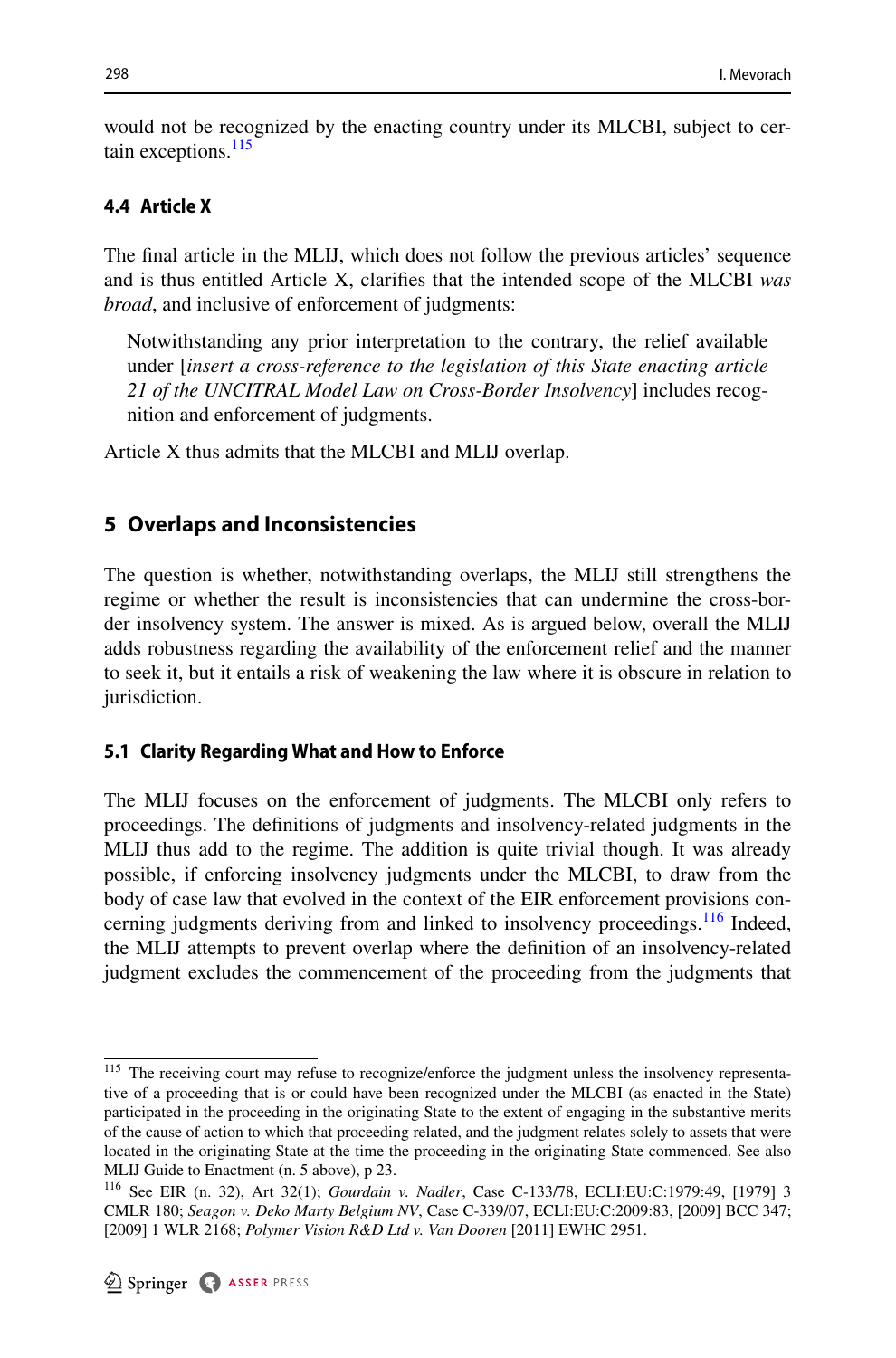would not be recognized by the enacting country under its MLCBI, subject to certain exceptions.[115]

### 4.4 Article X

The final article in the MLIJ, which does not follow the previous articles' sequence and is thus entitled Article X, clarifies that the intended scope of the MLCBI *was broad*, and inclusive of enforcement of judgments:

> Notwithstanding any prior interpretation to the contrary, the relief available under [*insert a cross-reference to the legislation of this State enacting article 21 of the UNCITRAL Model Law on Cross-Border Insolvency*] includes recognition and enforcement of judgments.

Article X thus admits that the MLCBI and MLIJ overlap.

## 5 Overlaps and Inconsistencies

The question is whether, notwithstanding overlaps, the MLIJ still strengthens the regime or whether the result is inconsistencies that can undermine the cross-border insolvency system. The answer is mixed. As is argued below, overall the MLIJ adds robustness regarding the availability of the enforcement relief and the manner to seek it, but it entails a risk of weakening the law where it is obscure in relation to jurisdiction.

### 5.1 Clarity Regarding What and How to Enforce

The MLIJ focuses on the enforcement of judgments. The MLCBI only refers to proceedings. The definitions of judgments and insolvency-related judgments in the MLIJ thus add to the regime. The addition is quite trivial though. It was already possible, if enforcing insolvency judgments under the MLCBI, to draw from the body of case law that evolved in the context of the EIR enforcement provisions concerning judgments deriving from and linked to insolvency proceedings.[116] Indeed, the MLIJ attempts to prevent overlap where the definition of an insolvency-related judgment excludes the commencement of the proceeding from the judgments that

---

[115] The receiving court may refuse to recognize/enforce the judgment unless the insolvency representative of a proceeding that is or could have been recognized under the MLCBI (as enacted in the State) participated in the proceeding in the originating State to the extent of engaging in the substantive merits of the cause of action to which that proceeding related, and the judgment relates solely to assets that were located in the originating State at the time the proceeding in the originating State commenced. See also MLIJ Guide to Enactment (n. 5 above), p 23.

[116] See EIR (n. 32), Art 32(1); *Gourdain v. Nadler*, Case C-133/78, ECLI:EU:C:1979:49, [1979] 3 CMLR 180; *Seagon v. Deko Marty Belgium NV*, Case C-339/07, ECLI:EU:C:2009:83, [2009] BCC 347; [2009] 1 WLR 2168; *Polymer Vision R&D Ltd v. Van Dooren* [2011] EWHC 2951.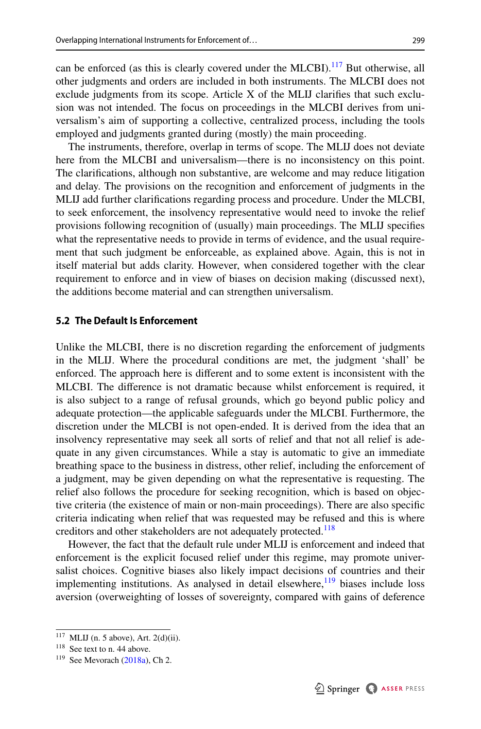can be enforced (as this is clearly covered under the MLCBI).[117] But otherwise, all other judgments and orders are included in both instruments. The MLCBI does not exclude judgments from its scope. Article X of the MLIJ clarifies that such exclusion was not intended. The focus on proceedings in the MLCBI derives from universalism's aim of supporting a collective, centralized process, including the tools employed and judgments granted during (mostly) the main proceeding.

The instruments, therefore, overlap in terms of scope. The MLIJ does not deviate here from the MLCBI and universalism—there is no inconsistency on this point. The clarifications, although non substantive, are welcome and may reduce litigation and delay. The provisions on the recognition and enforcement of judgments in the MLIJ add further clarifications regarding process and procedure. Under the MLCBI, to seek enforcement, the insolvency representative would need to invoke the relief provisions following recognition of (usually) main proceedings. The MLIJ specifies what the representative needs to provide in terms of evidence, and the usual requirement that such judgment be enforceable, as explained above. Again, this is not in itself material but adds clarity. However, when considered together with the clear requirement to enforce and in view of biases on decision making (discussed next), the additions become material and can strengthen universalism.

### 5.2 The Default Is Enforcement

Unlike the MLCBI, there is no discretion regarding the enforcement of judgments in the MLIJ. Where the procedural conditions are met, the judgment 'shall' be enforced. The approach here is different and to some extent is inconsistent with the MLCBI. The difference is not dramatic because whilst enforcement is required, it is also subject to a range of refusal grounds, which go beyond public policy and adequate protection—the applicable safeguards under the MLCBI. Furthermore, the discretion under the MLCBI is not open-ended. It is derived from the idea that an insolvency representative may seek all sorts of relief and that not all relief is adequate in any given circumstances. While a stay is automatic to give an immediate breathing space to the business in distress, other relief, including the enforcement of a judgment, may be given depending on what the representative is requesting. The relief also follows the procedure for seeking recognition, which is based on objective criteria (the existence of main or non-main proceedings). There are also specific criteria indicating when relief that was requested may be refused and this is where creditors and other stakeholders are not adequately protected.[118]

However, the fact that the default rule under MLIJ is enforcement and indeed that enforcement is the explicit focused relief under this regime, may promote universalist choices. Cognitive biases also likely impact decisions of countries and their implementing institutions. As analysed in detail elsewhere,[119] biases include loss aversion (overweighting of losses of sovereignty, compared with gains of deference

---

[117] MLIJ (n. 5 above), Art. 2(d)(ii).

[118] See text to n. 44 above.

[119] See Mevorach (2018a), Ch 2.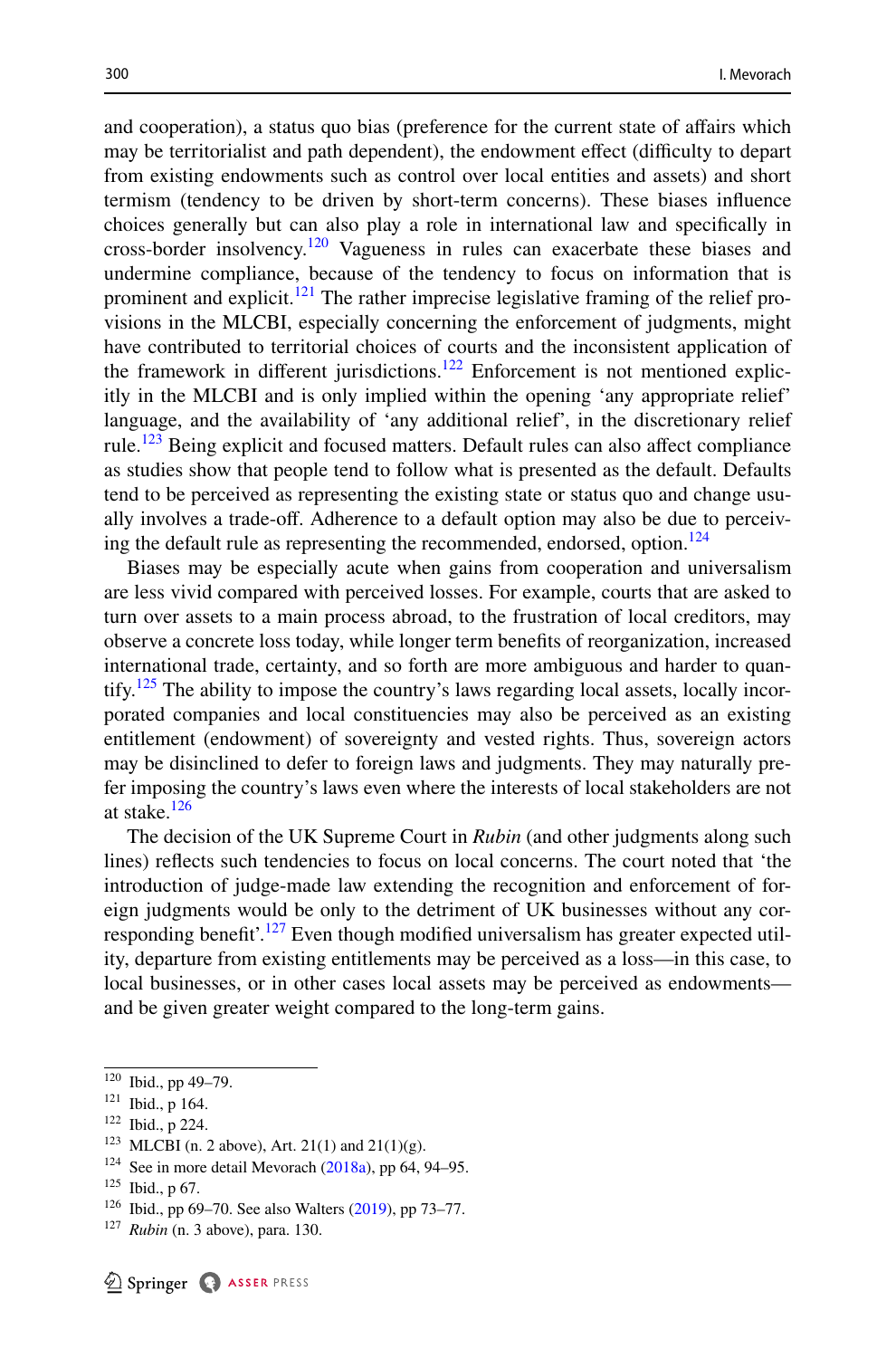and cooperation), a status quo bias (preference for the current state of affairs which may be territorialist and path dependent), the endowment effect (difficulty to depart from existing endowments such as control over local entities and assets) and short termism (tendency to be driven by short-term concerns). These biases influence choices generally but can also play a role in international law and specifically in cross-border insolvency.[120] Vagueness in rules can exacerbate these biases and undermine compliance, because of the tendency to focus on information that is prominent and explicit.[121] The rather imprecise legislative framing of the relief provisions in the MLCBI, especially concerning the enforcement of judgments, might have contributed to territorial choices of courts and the inconsistent application of the framework in different jurisdictions.[122] Enforcement is not mentioned explicitly in the MLCBI and is only implied within the opening 'any appropriate relief' language, and the availability of 'any additional relief', in the discretionary relief rule.[123] Being explicit and focused matters. Default rules can also affect compliance as studies show that people tend to follow what is presented as the default. Defaults tend to be perceived as representing the existing state or status quo and change usually involves a trade-off. Adherence to a default option may also be due to perceiving the default rule as representing the recommended, endorsed, option.[124]

Biases may be especially acute when gains from cooperation and universalism are less vivid compared with perceived losses. For example, courts that are asked to turn over assets to a main process abroad, to the frustration of local creditors, may observe a concrete loss today, while longer term benefits of reorganization, increased international trade, certainty, and so forth are more ambiguous and harder to quantify.[125] The ability to impose the country's laws regarding local assets, locally incorporated companies and local constituencies may also be perceived as an existing entitlement (endowment) of sovereignty and vested rights. Thus, sovereign actors may be disinclined to defer to foreign laws and judgments. They may naturally prefer imposing the country's laws even where the interests of local stakeholders are not at stake.[126]

The decision of the UK Supreme Court in *Rubin* (and other judgments along such lines) reflects such tendencies to focus on local concerns. The court noted that 'the introduction of judge-made law extending the recognition and enforcement of foreign judgments would be only to the detriment of UK businesses without any corresponding benefit'.[127] Even though modified universalism has greater expected utility, departure from existing entitlements may be perceived as a loss—in this case, to local businesses, or in other cases local assets may be perceived as endowments—and be given greater weight compared to the long-term gains.

---

[120] Ibid., pp 49–79.

[121] Ibid., p 164.

[122] Ibid., p 224.

[123] MLCBI (n. 2 above), Art. 21(1) and 21(1)(g).

[124] See in more detail Mevorach (2018a), pp 64, 94–95.

[125] Ibid., p 67.

[126] Ibid., pp 69–70. See also Walters (2019), pp 73–77.

[127] *Rubin* (n. 3 above), para. 130.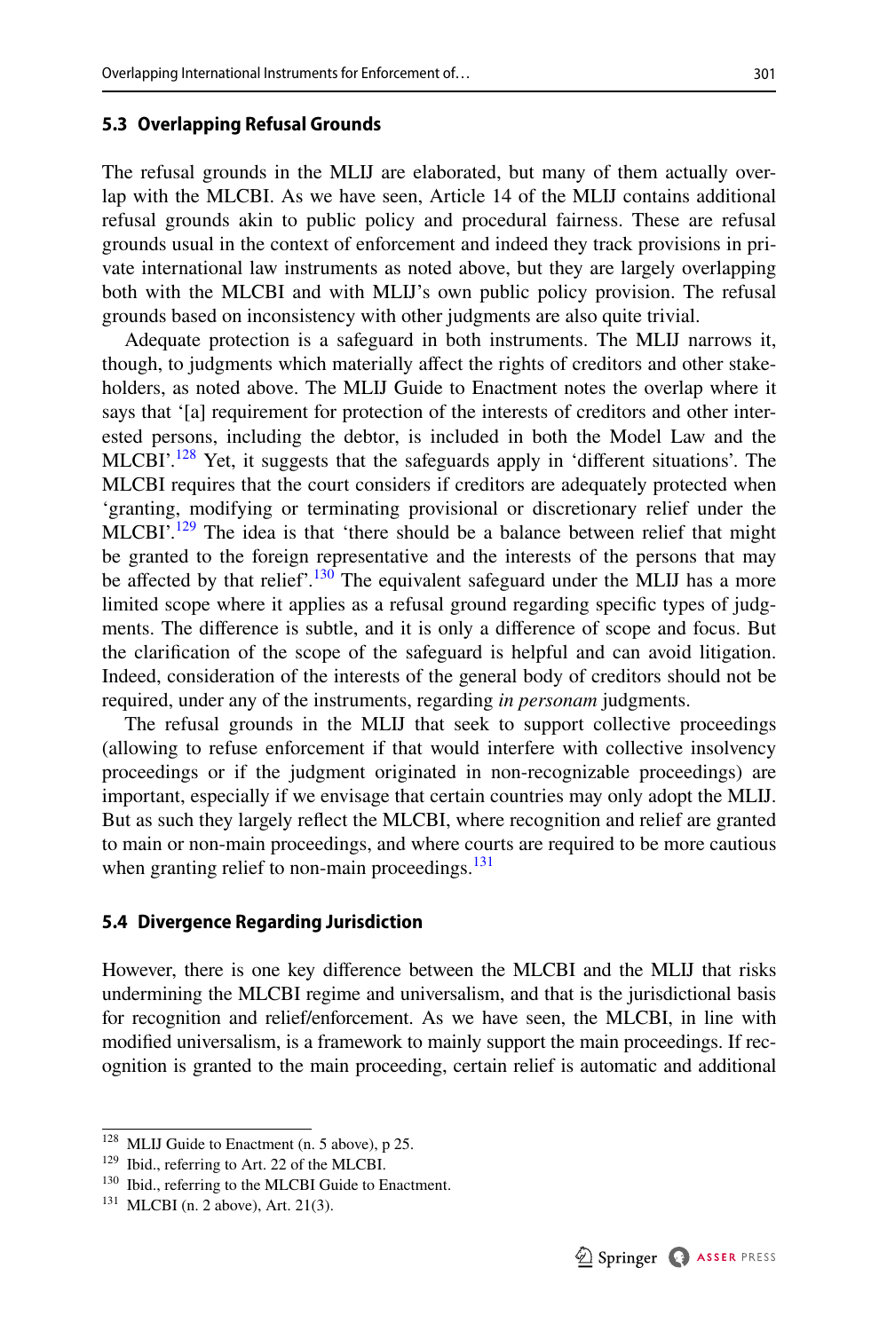### 5.3 Overlapping Refusal Grounds

The refusal grounds in the MLIJ are elaborated, but many of them actually overlap with the MLCBI. As we have seen, Article 14 of the MLIJ contains additional refusal grounds akin to public policy and procedural fairness. These are refusal grounds usual in the context of enforcement and indeed they track provisions in private international law instruments as noted above, but they are largely overlapping both with the MLCBI and with MLIJ's own public policy provision. The refusal grounds based on inconsistency with other judgments are also quite trivial.

Adequate protection is a safeguard in both instruments. The MLIJ narrows it, though, to judgments which materially affect the rights of creditors and other stakeholders, as noted above. The MLIJ Guide to Enactment notes the overlap where it says that '[a] requirement for protection of the interests of creditors and other interested persons, including the debtor, is included in both the Model Law and the MLCBI'.[128] Yet, it suggests that the safeguards apply in 'different situations'. The MLCBI requires that the court considers if creditors are adequately protected when 'granting, modifying or terminating provisional or discretionary relief under the MLCBI'.[129] The idea is that 'there should be a balance between relief that might be granted to the foreign representative and the interests of the persons that may be affected by that relief'.[130] The equivalent safeguard under the MLIJ has a more limited scope where it applies as a refusal ground regarding specific types of judgments. The difference is subtle, and it is only a difference of scope and focus. But the clarification of the scope of the safeguard is helpful and can avoid litigation. Indeed, consideration of the interests of the general body of creditors should not be required, under any of the instruments, regarding *in personam* judgments.

The refusal grounds in the MLIJ that seek to support collective proceedings (allowing to refuse enforcement if that would interfere with collective insolvency proceedings or if the judgment originated in non-recognizable proceedings) are important, especially if we envisage that certain countries may only adopt the MLIJ. But as such they largely reflect the MLCBI, where recognition and relief are granted to main or non-main proceedings, and where courts are required to be more cautious when granting relief to non-main proceedings.[131]

### 5.4 Divergence Regarding Jurisdiction

However, there is one key difference between the MLCBI and the MLIJ that risks undermining the MLCBI regime and universalism, and that is the jurisdictional basis for recognition and relief/enforcement. As we have seen, the MLCBI, in line with modified universalism, is a framework to mainly support the main proceedings. If recognition is granted to the main proceeding, certain relief is automatic and additional

---

[128] MLIJ Guide to Enactment (n. 5 above), p 25.

[129] Ibid., referring to Art. 22 of the MLCBI.

[130] Ibid., referring to the MLCBI Guide to Enactment.

[131] MLCBI (n. 2 above), Art. 21(3).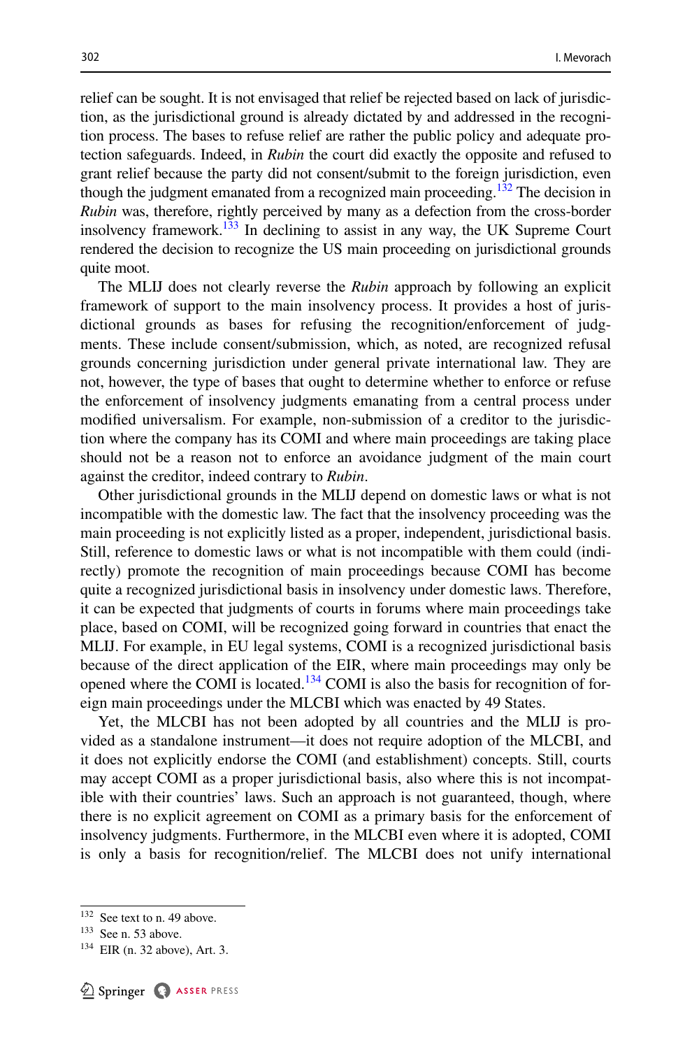relief can be sought. It is not envisaged that relief be rejected based on lack of jurisdiction, as the jurisdictional ground is already dictated by and addressed in the recognition process. The bases to refuse relief are rather the public policy and adequate protection safeguards. Indeed, in *Rubin* the court did exactly the opposite and refused to grant relief because the party did not consent/submit to the foreign jurisdiction, even though the judgment emanated from a recognized main proceeding.[132] The decision in *Rubin* was, therefore, rightly perceived by many as a defection from the cross-border insolvency framework.[133] In declining to assist in any way, the UK Supreme Court rendered the decision to recognize the US main proceeding on jurisdictional grounds quite moot.

The MLIJ does not clearly reverse the *Rubin* approach by following an explicit framework of support to the main insolvency process. It provides a host of jurisdictional grounds as bases for refusing the recognition/enforcement of judgments. These include consent/submission, which, as noted, are recognized refusal grounds concerning jurisdiction under general private international law. They are not, however, the type of bases that ought to determine whether to enforce or refuse the enforcement of insolvency judgments emanating from a central process under modified universalism. For example, non-submission of a creditor to the jurisdiction where the company has its COMI and where main proceedings are taking place should not be a reason not to enforce an avoidance judgment of the main court against the creditor, indeed contrary to *Rubin*.

Other jurisdictional grounds in the MLIJ depend on domestic laws or what is not incompatible with the domestic law. The fact that the insolvency proceeding was the main proceeding is not explicitly listed as a proper, independent, jurisdictional basis. Still, reference to domestic laws or what is not incompatible with them could (indirectly) promote the recognition of main proceedings because COMI has become quite a recognized jurisdictional basis in insolvency under domestic laws. Therefore, it can be expected that judgments of courts in forums where main proceedings take place, based on COMI, will be recognized going forward in countries that enact the MLIJ. For example, in EU legal systems, COMI is a recognized jurisdictional basis because of the direct application of the EIR, where main proceedings may only be opened where the COMI is located.[134] COMI is also the basis for recognition of foreign main proceedings under the MLCBI which was enacted by 49 States.

Yet, the MLCBI has not been adopted by all countries and the MLIJ is provided as a standalone instrument—it does not require adoption of the MLCBI, and it does not explicitly endorse the COMI (and establishment) concepts. Still, courts may accept COMI as a proper jurisdictional basis, also where this is not incompatible with their countries' laws. Such an approach is not guaranteed, though, where there is no explicit agreement on COMI as a primary basis for the enforcement of insolvency judgments. Furthermore, in the MLCBI even where it is adopted, COMI is only a basis for recognition/relief. The MLCBI does not unify international

---

[132] See text to n. 49 above.

[133] See n. 53 above.

[134] EIR (n. 32 above), Art. 3.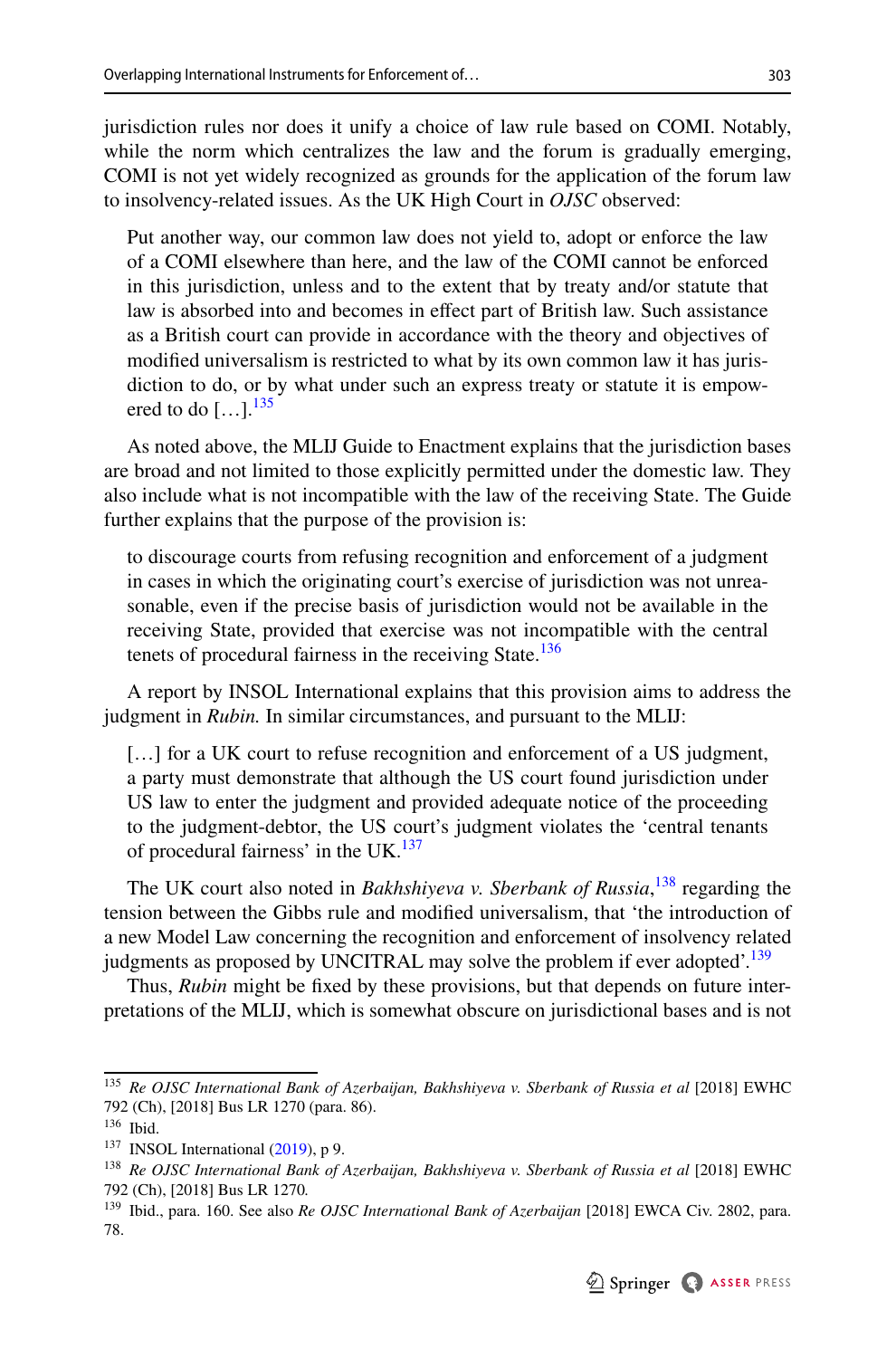jurisdiction rules nor does it unify a choice of law rule based on COMI. Notably, while the norm which centralizes the law and the forum is gradually emerging, COMI is not yet widely recognized as grounds for the application of the forum law to insolvency-related issues. As the UK High Court in *OJSC* observed:

> Put another way, our common law does not yield to, adopt or enforce the law of a COMI elsewhere than here, and the law of the COMI cannot be enforced in this jurisdiction, unless and to the extent that by treaty and/or statute that law is absorbed into and becomes in effect part of British law. Such assistance as a British court can provide in accordance with the theory and objectives of modified universalism is restricted to what by its own common law it has jurisdiction to do, or by what under such an express treaty or statute it is empowered to do […].[135]

As noted above, the MLIJ Guide to Enactment explains that the jurisdiction bases are broad and not limited to those explicitly permitted under the domestic law. They also include what is not incompatible with the law of the receiving State. The Guide further explains that the purpose of the provision is:

> to discourage courts from refusing recognition and enforcement of a judgment in cases in which the originating court's exercise of jurisdiction was not unreasonable, even if the precise basis of jurisdiction would not be available in the receiving State, provided that exercise was not incompatible with the central tenets of procedural fairness in the receiving State.[136]

A report by INSOL International explains that this provision aims to address the judgment in *Rubin.* In similar circumstances, and pursuant to the MLIJ:

> […] for a UK court to refuse recognition and enforcement of a US judgment, a party must demonstrate that although the US court found jurisdiction under US law to enter the judgment and provided adequate notice of the proceeding to the judgment-debtor, the US court's judgment violates the 'central tenants of procedural fairness' in the UK.[137]

The UK court also noted in *Bakhshiyeva v. Sberbank of Russia*,[138] regarding the tension between the Gibbs rule and modified universalism, that 'the introduction of a new Model Law concerning the recognition and enforcement of insolvency related judgments as proposed by UNCITRAL may solve the problem if ever adopted'.[139]

Thus, *Rubin* might be fixed by these provisions, but that depends on future interpretations of the MLIJ, which is somewhat obscure on jurisdictional bases and is not

---

[135] *Re OJSC International Bank of Azerbaijan, Bakhshiyeva v. Sberbank of Russia et al* [2018] EWHC 792 (Ch), [2018] Bus LR 1270 (para. 86).

[136] Ibid.

[137] INSOL International (2019), p 9.

[138] *Re OJSC International Bank of Azerbaijan, Bakhshiyeva v. Sberbank of Russia et al* [2018] EWHC 792 (Ch), [2018] Bus LR 1270.

[139] Ibid., para. 160. See also *Re OJSC International Bank of Azerbaijan* [2018] EWCA Civ. 2802, para. 78.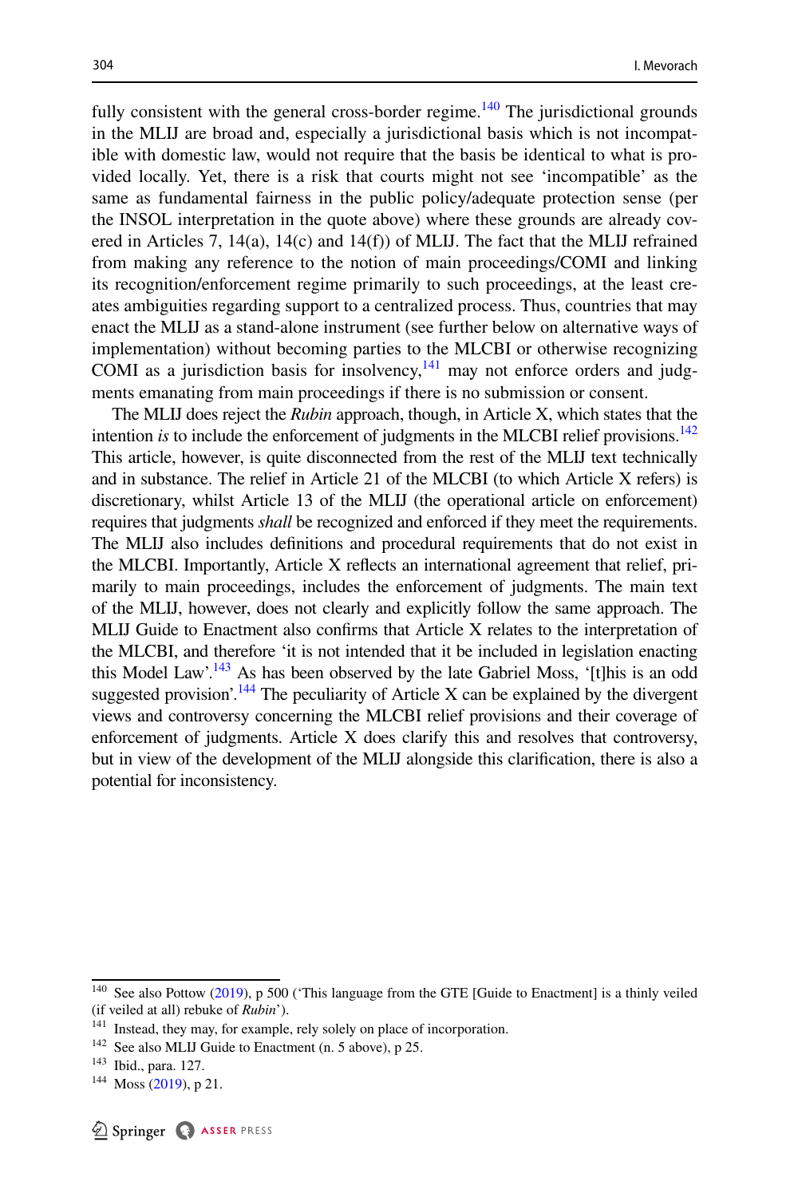fully consistent with the general cross-border regime.[140] The jurisdictional grounds in the MLIJ are broad and, especially a jurisdictional basis which is not incompatible with domestic law, would not require that the basis be identical to what is provided locally. Yet, there is a risk that courts might not see 'incompatible' as the same as fundamental fairness in the public policy/adequate protection sense (per the INSOL interpretation in the quote above) where these grounds are already covered in Articles 7, 14(a), 14(c) and 14(f)) of MLIJ. The fact that the MLIJ refrained from making any reference to the notion of main proceedings/COMI and linking its recognition/enforcement regime primarily to such proceedings, at the least creates ambiguities regarding support to a centralized process. Thus, countries that may enact the MLIJ as a stand-alone instrument (see further below on alternative ways of implementation) without becoming parties to the MLCBI or otherwise recognizing COMI as a jurisdiction basis for insolvency,[141] may not enforce orders and judgments emanating from main proceedings if there is no submission or consent.

The MLIJ does reject the *Rubin* approach, though, in Article X, which states that the intention *is* to include the enforcement of judgments in the MLCBI relief provisions.[142] This article, however, is quite disconnected from the rest of the MLIJ text technically and in substance. The relief in Article 21 of the MLCBI (to which Article X refers) is discretionary, whilst Article 13 of the MLIJ (the operational article on enforcement) requires that judgments *shall* be recognized and enforced if they meet the requirements. The MLIJ also includes definitions and procedural requirements that do not exist in the MLCBI. Importantly, Article X reflects an international agreement that relief, primarily to main proceedings, includes the enforcement of judgments. The main text of the MLIJ, however, does not clearly and explicitly follow the same approach. The MLIJ Guide to Enactment also confirms that Article X relates to the interpretation of the MLCBI, and therefore 'it is not intended that it be included in legislation enacting this Model Law'.[143] As has been observed by the late Gabriel Moss, '[t]his is an odd suggested provision'.[144] The peculiarity of Article X can be explained by the divergent views and controversy concerning the MLCBI relief provisions and their coverage of enforcement of judgments. Article X does clarify this and resolves that controversy, but in view of the development of the MLIJ alongside this clarification, there is also a potential for inconsistency.

---

[140] See also Pottow (2019), p 500 ('This language from the GTE [Guide to Enactment] is a thinly veiled (if veiled at all) rebuke of *Rubin*').

[141] Instead, they may, for example, rely solely on place of incorporation.

[142] See also MLIJ Guide to Enactment (n. 5 above), p 25.

[143] Ibid., para. 127.

[144] Moss (2019), p 21.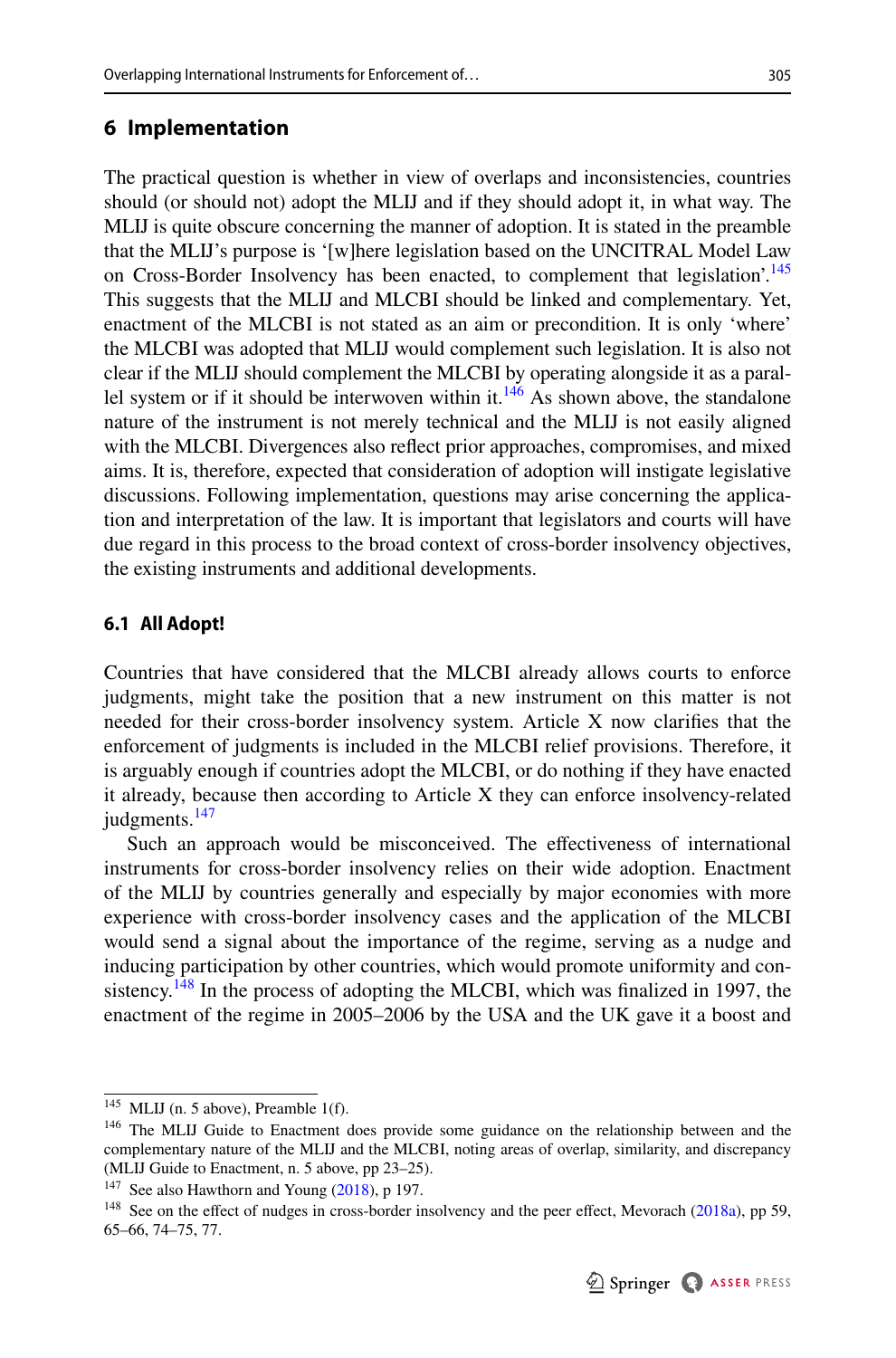## 6 Implementation

The practical question is whether in view of overlaps and inconsistencies, countries should (or should not) adopt the MLIJ and if they should adopt it, in what way. The MLIJ is quite obscure concerning the manner of adoption. It is stated in the preamble that the MLIJ's purpose is '[w]here legislation based on the UNCITRAL Model Law on Cross-Border Insolvency has been enacted, to complement that legislation'.[145] This suggests that the MLIJ and MLCBI should be linked and complementary. Yet, enactment of the MLCBI is not stated as an aim or precondition. It is only 'where' the MLCBI was adopted that MLIJ would complement such legislation. It is also not clear if the MLIJ should complement the MLCBI by operating alongside it as a parallel system or if it should be interwoven within it.[146] As shown above, the standalone nature of the instrument is not merely technical and the MLIJ is not easily aligned with the MLCBI. Divergences also reflect prior approaches, compromises, and mixed aims. It is, therefore, expected that consideration of adoption will instigate legislative discussions. Following implementation, questions may arise concerning the application and interpretation of the law. It is important that legislators and courts will have due regard in this process to the broad context of cross-border insolvency objectives, the existing instruments and additional developments.

### 6.1 All Adopt!

Countries that have considered that the MLCBI already allows courts to enforce judgments, might take the position that a new instrument on this matter is not needed for their cross-border insolvency system. Article X now clarifies that the enforcement of judgments is included in the MLCBI relief provisions. Therefore, it is arguably enough if countries adopt the MLCBI, or do nothing if they have enacted it already, because then according to Article X they can enforce insolvency-related judgments.[147]

Such an approach would be misconceived. The effectiveness of international instruments for cross-border insolvency relies on their wide adoption. Enactment of the MLIJ by countries generally and especially by major economies with more experience with cross-border insolvency cases and the application of the MLCBI would send a signal about the importance of the regime, serving as a nudge and inducing participation by other countries, which would promote uniformity and consistency.[148] In the process of adopting the MLCBI, which was finalized in 1997, the enactment of the regime in 2005–2006 by the USA and the UK gave it a boost and

---

[145] MLIJ (n. 5 above), Preamble 1(f).

[146] The MLIJ Guide to Enactment does provide some guidance on the relationship between and the complementary nature of the MLIJ and the MLCBI, noting areas of overlap, similarity, and discrepancy (MLIJ Guide to Enactment, n. 5 above, pp 23–25).

[147] See also Hawthorn and Young (2018), p 197.

[148] See on the effect of nudges in cross-border insolvency and the peer effect, Mevorach (2018a), pp 59, 65–66, 74–75, 77.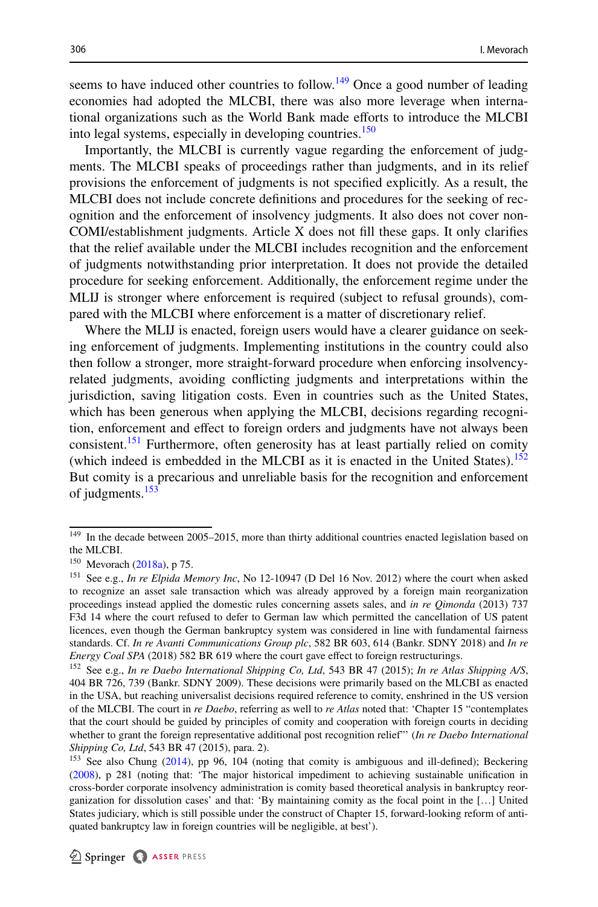seems to have induced other countries to follow.[149] Once a good number of leading economies had adopted the MLCBI, there was also more leverage when international organizations such as the World Bank made efforts to introduce the MLCBI into legal systems, especially in developing countries.[150]

Importantly, the MLCBI is currently vague regarding the enforcement of judgments. The MLCBI speaks of proceedings rather than judgments, and in its relief provisions the enforcement of judgments is not specified explicitly. As a result, the MLCBI does not include concrete definitions and procedures for the seeking of recognition and the enforcement of insolvency judgments. It also does not cover non-COMI/establishment judgments. Article X does not fill these gaps. It only clarifies that the relief available under the MLCBI includes recognition and the enforcement of judgments notwithstanding prior interpretation. It does not provide the detailed procedure for seeking enforcement. Additionally, the enforcement regime under the MLIJ is stronger where enforcement is required (subject to refusal grounds), compared with the MLCBI where enforcement is a matter of discretionary relief.

Where the MLIJ is enacted, foreign users would have a clearer guidance on seeking enforcement of judgments. Implementing institutions in the country could also then follow a stronger, more straight-forward procedure when enforcing insolvency-related judgments, avoiding conflicting judgments and interpretations within the jurisdiction, saving litigation costs. Even in countries such as the United States, which has been generous when applying the MLCBI, decisions regarding recognition, enforcement and effect to foreign orders and judgments have not always been consistent.[151] Furthermore, often generosity has at least partially relied on comity (which indeed is embedded in the MLCBI as it is enacted in the United States).[152] But comity is a precarious and unreliable basis for the recognition and enforcement of judgments.[153]

---

[149] In the decade between 2005–2015, more than thirty additional countries enacted legislation based on the MLCBI.

[150] Mevorach (2018a), p 75.

[151] See e.g., *In re Elpida Memory Inc*, No 12-10947 (D Del 16 Nov. 2012) where the court when asked to recognize an asset sale transaction which was already approved by a foreign main reorganization proceedings instead applied the domestic rules concerning assets sales, and *in re Qimonda* (2013) 737 F3d 14 where the court refused to defer to German law which permitted the cancellation of US patent licences, even though the German bankruptcy system was considered in line with fundamental fairness standards. Cf. *In re Avanti Communications Group plc*, 582 BR 603, 614 (Bankr. SDNY 2018) and *In re Energy Coal SPA* (2018) 582 BR 619 where the court gave effect to foreign restructurings.

[152] See e.g., *In re Daebo International Shipping Co, Ltd*, 543 BR 47 (2015); *In re Atlas Shipping A/S*, 404 BR 726, 739 (Bankr. SDNY 2009). These decisions were primarily based on the MLCBI as enacted in the USA, but reaching universalist decisions required reference to comity, enshrined in the US version of the MLCBI. The court in *re Daebo*, referring as well to *re Atlas* noted that: 'Chapter 15 "contemplates that the court should be guided by principles of comity and cooperation with foreign courts in deciding whether to grant the foreign representative additional post recognition relief"' (*In re Daebo International Shipping Co, Ltd*, 543 BR 47 (2015), para. 2).

[153] See also Chung (2014), pp 96, 104 (noting that comity is ambiguous and ill-defined); Beckering (2008), p 281 (noting that: 'The major historical impediment to achieving sustainable unification in cross-border corporate insolvency administration is comity based theoretical analysis in bankruptcy reorganization for dissolution cases' and that: 'By maintaining comity as the focal point in the […] United States judiciary, which is still possible under the construct of Chapter 15, forward-looking reform of antiquated bankruptcy law in foreign countries will be negligible, at best').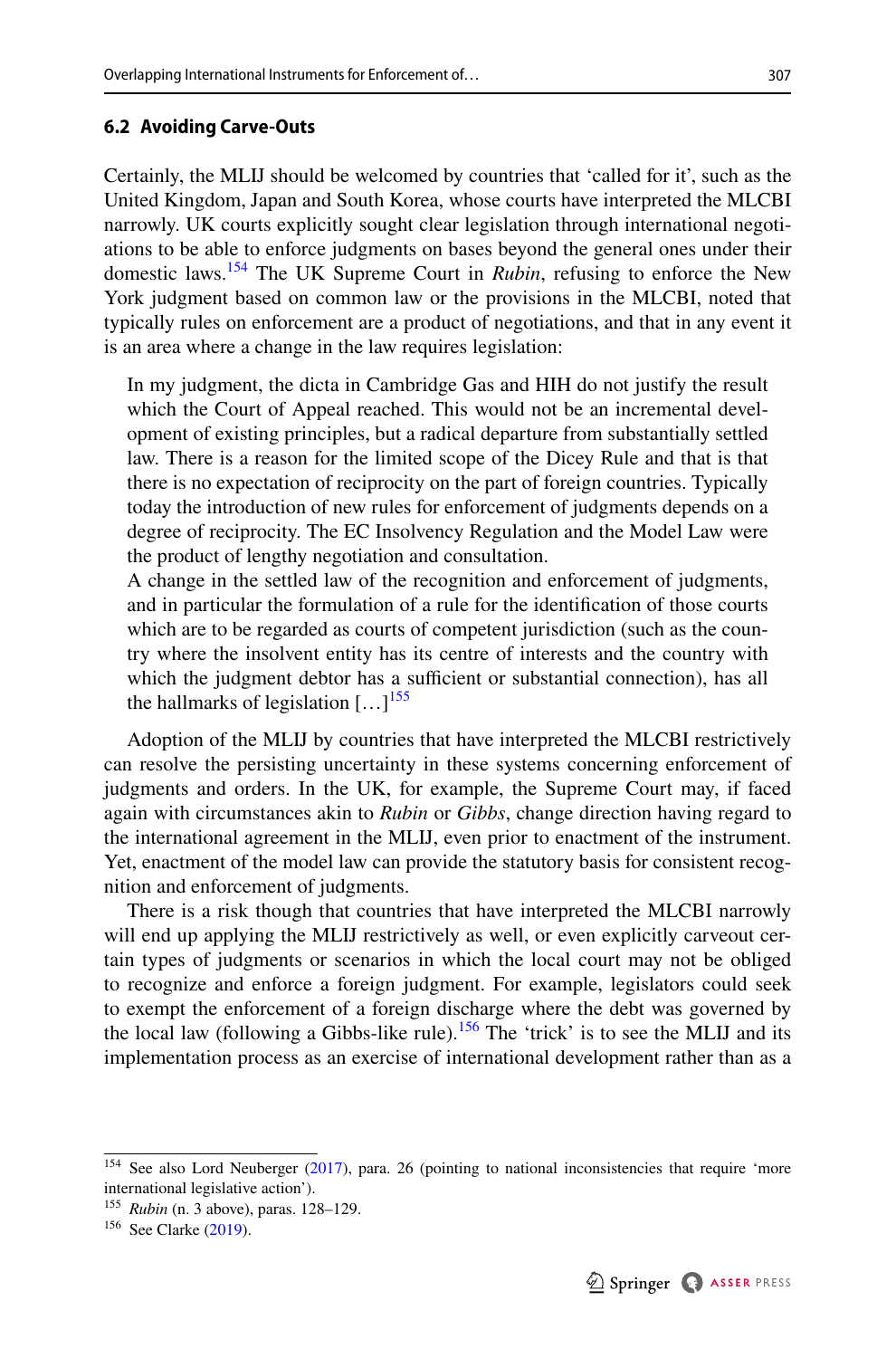### 6.2 Avoiding Carve-Outs

Certainly, the MLIJ should be welcomed by countries that 'called for it', such as the United Kingdom, Japan and South Korea, whose courts have interpreted the MLCBI narrowly. UK courts explicitly sought clear legislation through international negotiations to be able to enforce judgments on bases beyond the general ones under their domestic laws.[154] The UK Supreme Court in *Rubin*, refusing to enforce the New York judgment based on common law or the provisions in the MLCBI, noted that typically rules on enforcement are a product of negotiations, and that in any event it is an area where a change in the law requires legislation:

> In my judgment, the dicta in Cambridge Gas and HIH do not justify the result which the Court of Appeal reached. This would not be an incremental development of existing principles, but a radical departure from substantially settled law. There is a reason for the limited scope of the Dicey Rule and that is that there is no expectation of reciprocity on the part of foreign countries. Typically today the introduction of new rules for enforcement of judgments depends on a degree of reciprocity. The EC Insolvency Regulation and the Model Law were the product of lengthy negotiation and consultation.
>
> A change in the settled law of the recognition and enforcement of judgments, and in particular the formulation of a rule for the identification of those courts which are to be regarded as courts of competent jurisdiction (such as the country where the insolvent entity has its centre of interests and the country with which the judgment debtor has a sufficient or substantial connection), has all the hallmarks of legislation […][155]

Adoption of the MLIJ by countries that have interpreted the MLCBI restrictively can resolve the persisting uncertainty in these systems concerning enforcement of judgments and orders. In the UK, for example, the Supreme Court may, if faced again with circumstances akin to *Rubin* or *Gibbs*, change direction having regard to the international agreement in the MLIJ, even prior to enactment of the instrument. Yet, enactment of the model law can provide the statutory basis for consistent recognition and enforcement of judgments.

There is a risk though that countries that have interpreted the MLCBI narrowly will end up applying the MLIJ restrictively as well, or even explicitly carveout certain types of judgments or scenarios in which the local court may not be obliged to recognize and enforce a foreign judgment. For example, legislators could seek to exempt the enforcement of a foreign discharge where the debt was governed by the local law (following a Gibbs-like rule).[156] The 'trick' is to see the MLIJ and its implementation process as an exercise of international development rather than as a

---

[154] See also Lord Neuberger (2017), para. 26 (pointing to national inconsistencies that require 'more international legislative action').

[155] *Rubin* (n. 3 above), paras. 128–129.

[156] See Clarke (2019).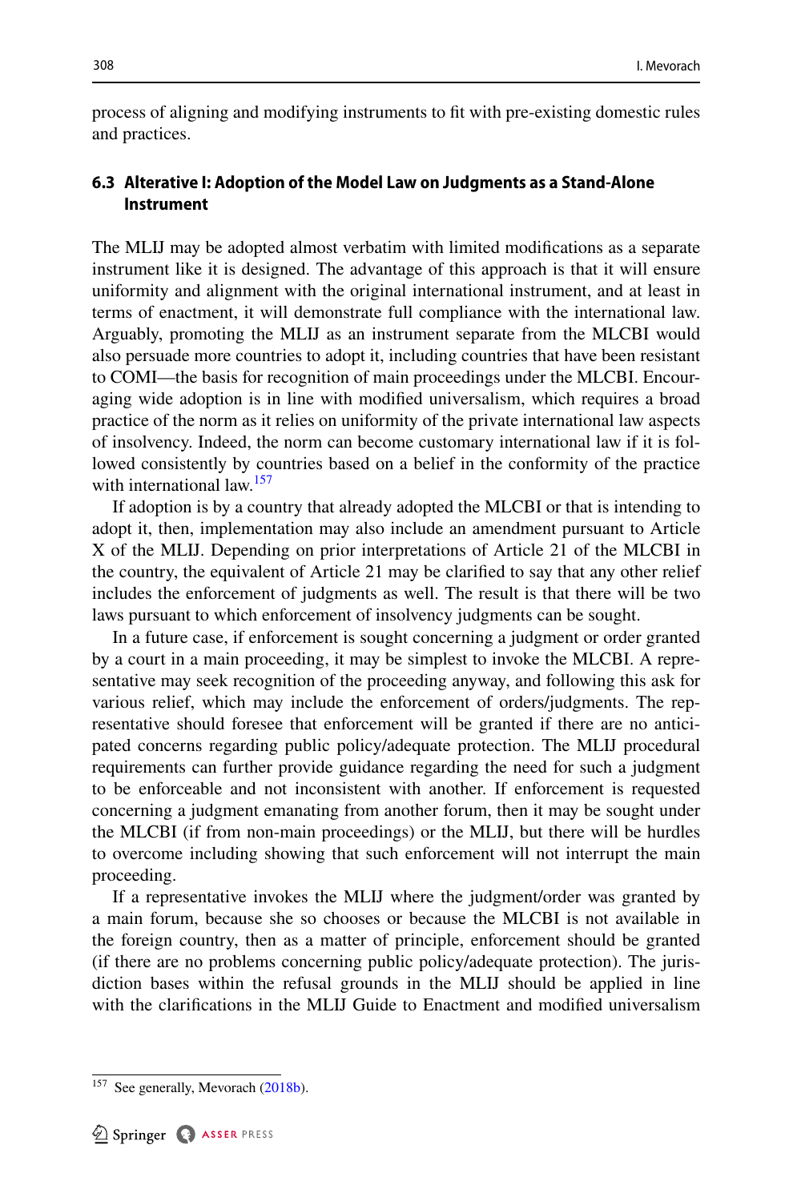process of aligning and modifying instruments to fit with pre-existing domestic rules and practices.

### 6.3 Alterative I: Adoption of the Model Law on Judgments as a Stand-Alone Instrument

The MLIJ may be adopted almost verbatim with limited modifications as a separate instrument like it is designed. The advantage of this approach is that it will ensure uniformity and alignment with the original international instrument, and at least in terms of enactment, it will demonstrate full compliance with the international law. Arguably, promoting the MLIJ as an instrument separate from the MLCBI would also persuade more countries to adopt it, including countries that have been resistant to COMI—the basis for recognition of main proceedings under the MLCBI. Encouraging wide adoption is in line with modified universalism, which requires a broad practice of the norm as it relies on uniformity of the private international law aspects of insolvency. Indeed, the norm can become customary international law if it is followed consistently by countries based on a belief in the conformity of the practice with international law.[157]

If adoption is by a country that already adopted the MLCBI or that is intending to adopt it, then, implementation may also include an amendment pursuant to Article X of the MLIJ. Depending on prior interpretations of Article 21 of the MLCBI in the country, the equivalent of Article 21 may be clarified to say that any other relief includes the enforcement of judgments as well. The result is that there will be two laws pursuant to which enforcement of insolvency judgments can be sought.

In a future case, if enforcement is sought concerning a judgment or order granted by a court in a main proceeding, it may be simplest to invoke the MLCBI. A representative may seek recognition of the proceeding anyway, and following this ask for various relief, which may include the enforcement of orders/judgments. The representative should foresee that enforcement will be granted if there are no anticipated concerns regarding public policy/adequate protection. The MLIJ procedural requirements can further provide guidance regarding the need for such a judgment to be enforceable and not inconsistent with another. If enforcement is requested concerning a judgment emanating from another forum, then it may be sought under the MLCBI (if from non-main proceedings) or the MLIJ, but there will be hurdles to overcome including showing that such enforcement will not interrupt the main proceeding.

If a representative invokes the MLIJ where the judgment/order was granted by a main forum, because she so chooses or because the MLCBI is not available in the foreign country, then as a matter of principle, enforcement should be granted (if there are no problems concerning public policy/adequate protection). The jurisdiction bases within the refusal grounds in the MLIJ should be applied in line with the clarifications in the MLIJ Guide to Enactment and modified universalism

[157] See generally, Mevorach (2018b).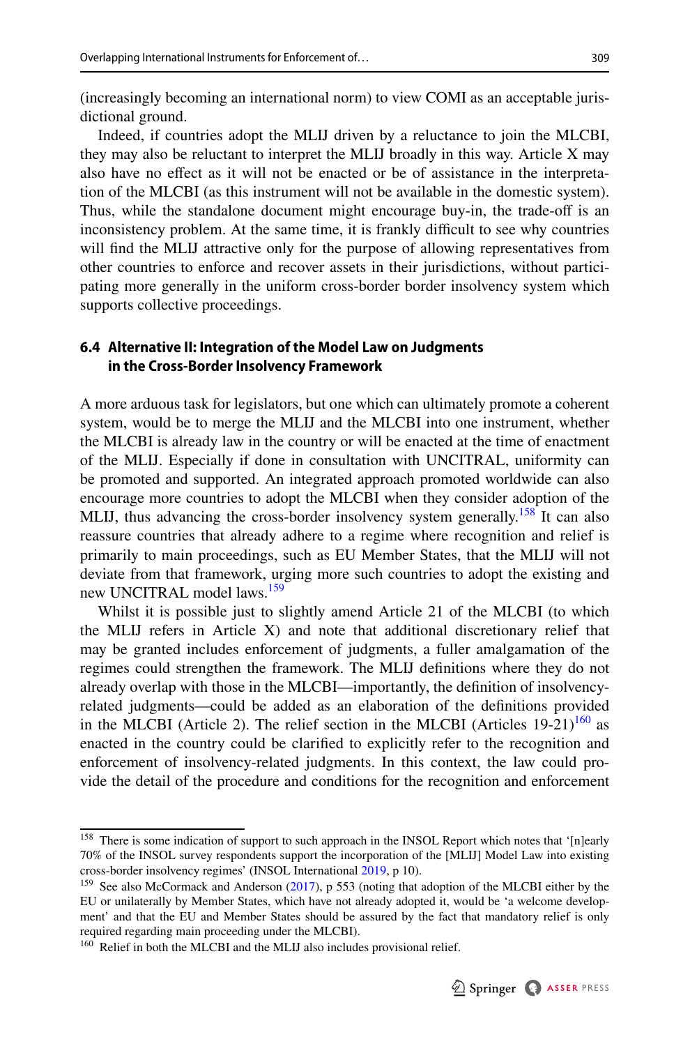(increasingly becoming an international norm) to view COMI as an acceptable jurisdictional ground.

Indeed, if countries adopt the MLIJ driven by a reluctance to join the MLCBI, they may also be reluctant to interpret the MLIJ broadly in this way. Article X may also have no effect as it will not be enacted or be of assistance in the interpretation of the MLCBI (as this instrument will not be available in the domestic system). Thus, while the standalone document might encourage buy-in, the trade-off is an inconsistency problem. At the same time, it is frankly difficult to see why countries will find the MLIJ attractive only for the purpose of allowing representatives from other countries to enforce and recover assets in their jurisdictions, without participating more generally in the uniform cross-border border insolvency system which supports collective proceedings.

### 6.4 Alternative II: Integration of the Model Law on Judgments in the Cross-Border Insolvency Framework

A more arduous task for legislators, but one which can ultimately promote a coherent system, would be to merge the MLIJ and the MLCBI into one instrument, whether the MLCBI is already law in the country or will be enacted at the time of enactment of the MLIJ. Especially if done in consultation with UNCITRAL, uniformity can be promoted and supported. An integrated approach promoted worldwide can also encourage more countries to adopt the MLCBI when they consider adoption of the MLIJ, thus advancing the cross-border insolvency system generally.[158] It can also reassure countries that already adhere to a regime where recognition and relief is primarily to main proceedings, such as EU Member States, that the MLIJ will not deviate from that framework, urging more such countries to adopt the existing and new UNCITRAL model laws.[159]

Whilst it is possible just to slightly amend Article 21 of the MLCBI (to which the MLIJ refers in Article X) and note that additional discretionary relief that may be granted includes enforcement of judgments, a fuller amalgamation of the regimes could strengthen the framework. The MLIJ definitions where they do not already overlap with those in the MLCBI—importantly, the definition of insolvency-related judgments—could be added as an elaboration of the definitions provided in the MLCBI (Article 2). The relief section in the MLCBI (Articles 19-21)[160] as enacted in the country could be clarified to explicitly refer to the recognition and enforcement of insolvency-related judgments. In this context, the law could provide the detail of the procedure and conditions for the recognition and enforcement

---

[158] There is some indication of support to such approach in the INSOL Report which notes that '[n]early 70% of the INSOL survey respondents support the incorporation of the [MLIJ] Model Law into existing cross-border insolvency regimes' (INSOL International 2019, p 10).

[159] See also McCormack and Anderson (2017), p 553 (noting that adoption of the MLCBI either by the EU or unilaterally by Member States, which have not already adopted it, would be 'a welcome development' and that the EU and Member States should be assured by the fact that mandatory relief is only required regarding main proceeding under the MLCBI).

[160] Relief in both the MLCBI and the MLIJ also includes provisional relief.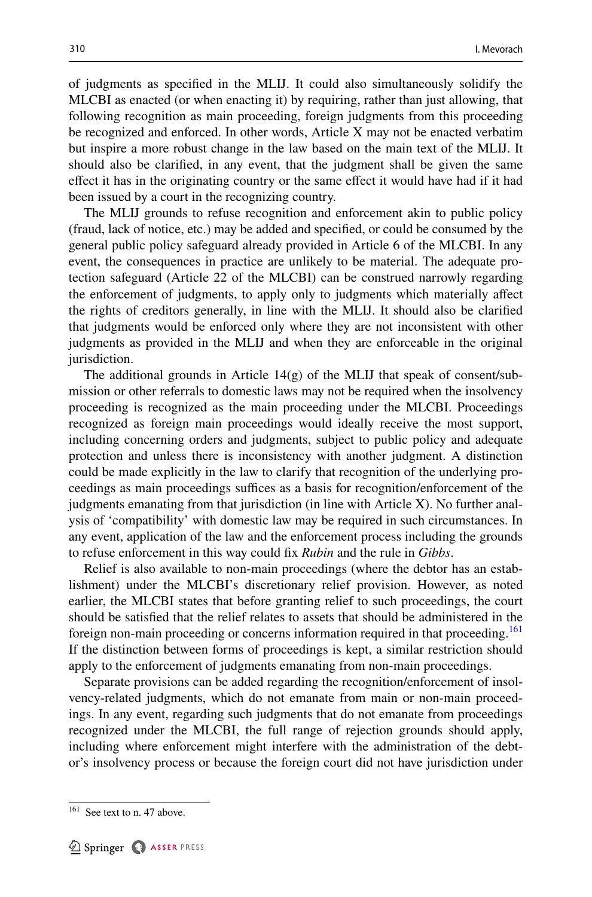of judgments as specified in the MLIJ. It could also simultaneously solidify the MLCBI as enacted (or when enacting it) by requiring, rather than just allowing, that following recognition as main proceeding, foreign judgments from this proceeding be recognized and enforced. In other words, Article X may not be enacted verbatim but inspire a more robust change in the law based on the main text of the MLIJ. It should also be clarified, in any event, that the judgment shall be given the same effect it has in the originating country or the same effect it would have had if it had been issued by a court in the recognizing country.

The MLIJ grounds to refuse recognition and enforcement akin to public policy (fraud, lack of notice, etc.) may be added and specified, or could be consumed by the general public policy safeguard already provided in Article 6 of the MLCBI. In any event, the consequences in practice are unlikely to be material. The adequate protection safeguard (Article 22 of the MLCBI) can be construed narrowly regarding the enforcement of judgments, to apply only to judgments which materially affect the rights of creditors generally, in line with the MLIJ. It should also be clarified that judgments would be enforced only where they are not inconsistent with other judgments as provided in the MLIJ and when they are enforceable in the original jurisdiction.

The additional grounds in Article 14(g) of the MLIJ that speak of consent/submission or other referrals to domestic laws may not be required when the insolvency proceeding is recognized as the main proceeding under the MLCBI. Proceedings recognized as foreign main proceedings would ideally receive the most support, including concerning orders and judgments, subject to public policy and adequate protection and unless there is inconsistency with another judgment. A distinction could be made explicitly in the law to clarify that recognition of the underlying proceedings as main proceedings suffices as a basis for recognition/enforcement of the judgments emanating from that jurisdiction (in line with Article X). No further analysis of 'compatibility' with domestic law may be required in such circumstances. In any event, application of the law and the enforcement process including the grounds to refuse enforcement in this way could fix *Rubin* and the rule in *Gibbs*.

Relief is also available to non-main proceedings (where the debtor has an establishment) under the MLCBI's discretionary relief provision. However, as noted earlier, the MLCBI states that before granting relief to such proceedings, the court should be satisfied that the relief relates to assets that should be administered in the foreign non-main proceeding or concerns information required in that proceeding.[161] If the distinction between forms of proceedings is kept, a similar restriction should apply to the enforcement of judgments emanating from non-main proceedings.

Separate provisions can be added regarding the recognition/enforcement of insolvency-related judgments, which do not emanate from main or non-main proceedings. In any event, regarding such judgments that do not emanate from proceedings recognized under the MLCBI, the full range of rejection grounds should apply, including where enforcement might interfere with the administration of the debtor's insolvency process or because the foreign court did not have jurisdiction under

[161] See text to n. 47 above.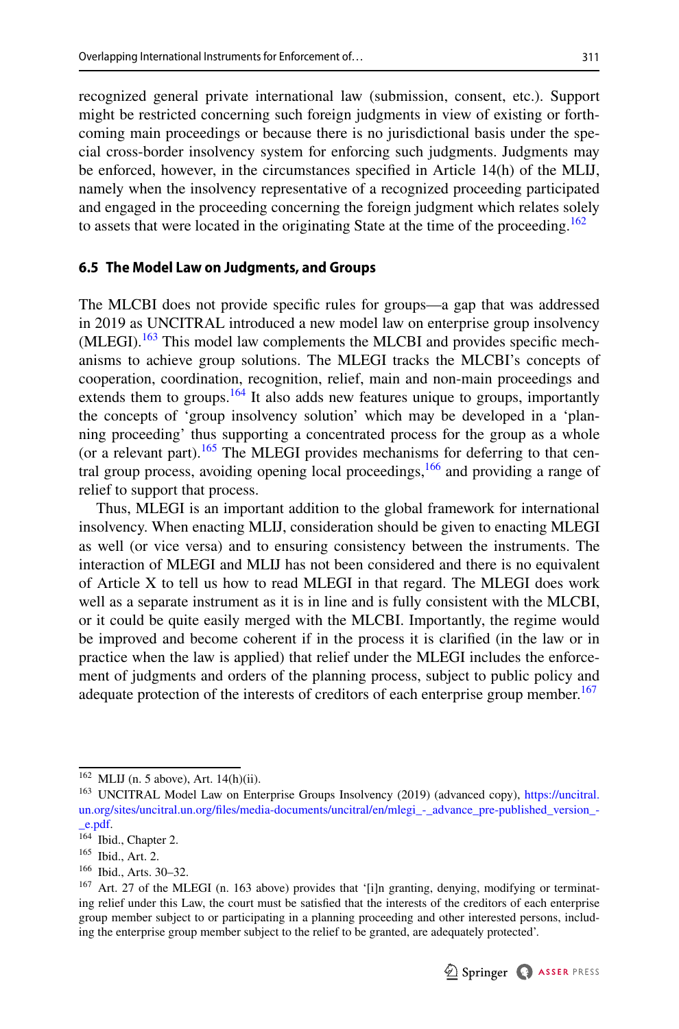recognized general private international law (submission, consent, etc.). Support might be restricted concerning such foreign judgments in view of existing or forthcoming main proceedings or because there is no jurisdictional basis under the special cross-border insolvency system for enforcing such judgments. Judgments may be enforced, however, in the circumstances specified in Article 14(h) of the MLIJ, namely when the insolvency representative of a recognized proceeding participated and engaged in the proceeding concerning the foreign judgment which relates solely to assets that were located in the originating State at the time of the proceeding.[162]

### 6.5 The Model Law on Judgments, and Groups

The MLCBI does not provide specific rules for groups—a gap that was addressed in 2019 as UNCITRAL introduced a new model law on enterprise group insolvency (MLEGI).[163] This model law complements the MLCBI and provides specific mechanisms to achieve group solutions. The MLEGI tracks the MLCBI's concepts of cooperation, coordination, recognition, relief, main and non-main proceedings and extends them to groups.[164] It also adds new features unique to groups, importantly the concepts of 'group insolvency solution' which may be developed in a 'planning proceeding' thus supporting a concentrated process for the group as a whole (or a relevant part).[165] The MLEGI provides mechanisms for deferring to that central group process, avoiding opening local proceedings,[166] and providing a range of relief to support that process.

Thus, MLEGI is an important addition to the global framework for international insolvency. When enacting MLIJ, consideration should be given to enacting MLEGI as well (or vice versa) and to ensuring consistency between the instruments. The interaction of MLEGI and MLIJ has not been considered and there is no equivalent of Article X to tell us how to read MLEGI in that regard. The MLEGI does work well as a separate instrument as it is in line and is fully consistent with the MLCBI, or it could be quite easily merged with the MLCBI. Importantly, the regime would be improved and become coherent if in the process it is clarified (in the law or in practice when the law is applied) that relief under the MLEGI includes the enforcement of judgments and orders of the planning process, subject to public policy and adequate protection of the interests of creditors of each enterprise group member.[167]

---

[162] MLIJ (n. 5 above), Art. 14(h)(ii).

[163] UNCITRAL Model Law on Enterprise Groups Insolvency (2019) (advanced copy), https://uncitral.un.org/sites/uncitral.un.org/files/media-documents/uncitral/en/mlegi_-_advance_pre-published_version_-_e.pdf.

[164] Ibid., Chapter 2.

[165] Ibid., Art. 2.

[166] Ibid., Arts. 30–32.

[167] Art. 27 of the MLEGI (n. 163 above) provides that '[i]n granting, denying, modifying or terminating relief under this Law, the court must be satisfied that the interests of the creditors of each enterprise group member subject to or participating in a planning proceeding and other interested persons, including the enterprise group member subject to the relief to be granted, are adequately protected'.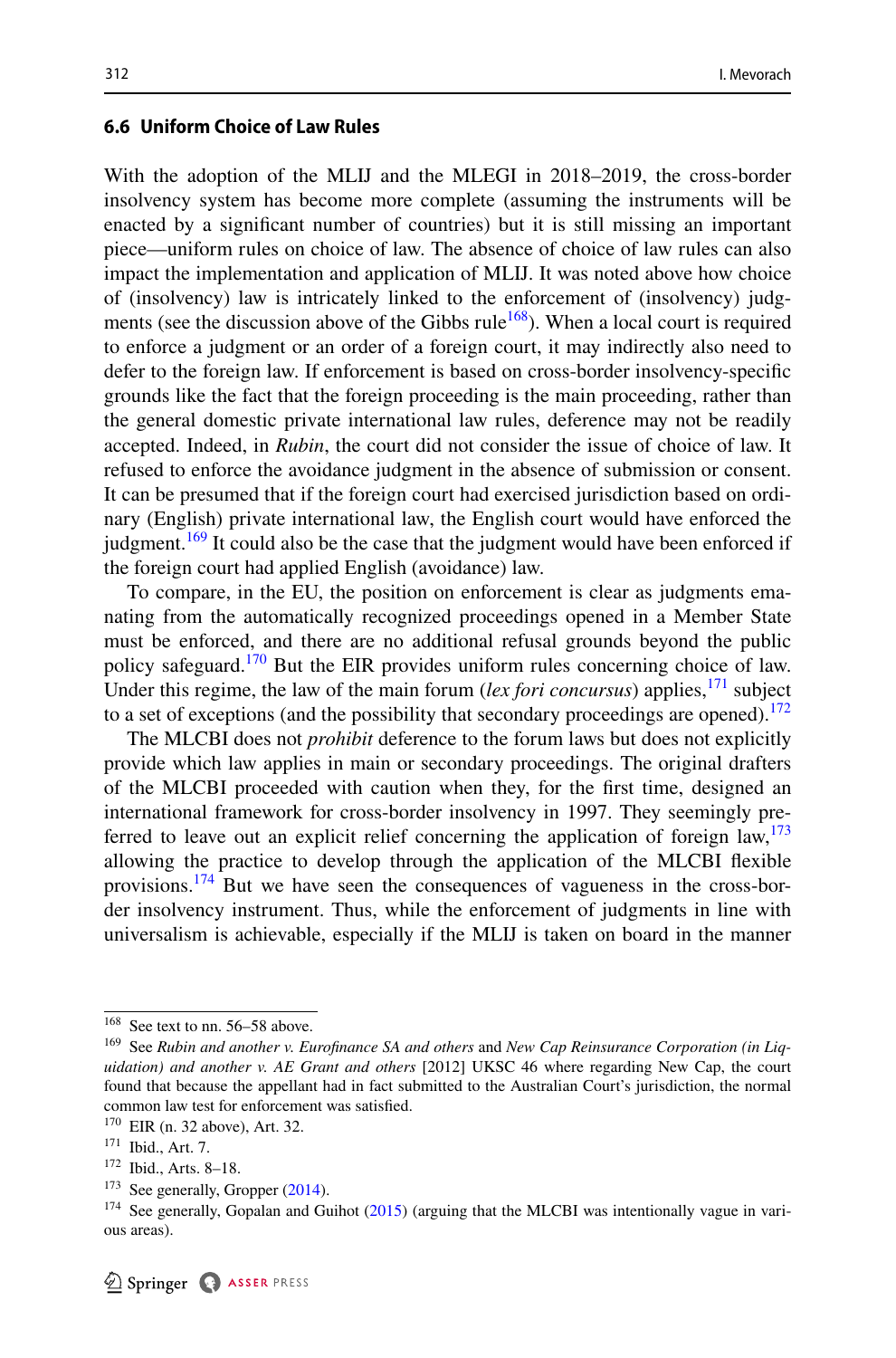### 6.6 Uniform Choice of Law Rules

With the adoption of the MLIJ and the MLEGI in 2018–2019, the cross-border insolvency system has become more complete (assuming the instruments will be enacted by a significant number of countries) but it is still missing an important piece—uniform rules on choice of law. The absence of choice of law rules can also impact the implementation and application of MLIJ. It was noted above how choice of (insolvency) law is intricately linked to the enforcement of (insolvency) judgments (see the discussion above of the Gibbs rule[168]). When a local court is required to enforce a judgment or an order of a foreign court, it may indirectly also need to defer to the foreign law. If enforcement is based on cross-border insolvency-specific grounds like the fact that the foreign proceeding is the main proceeding, rather than the general domestic private international law rules, deference may not be readily accepted. Indeed, in *Rubin*, the court did not consider the issue of choice of law. It refused to enforce the avoidance judgment in the absence of submission or consent. It can be presumed that if the foreign court had exercised jurisdiction based on ordinary (English) private international law, the English court would have enforced the judgment.[169] It could also be the case that the judgment would have been enforced if the foreign court had applied English (avoidance) law.

To compare, in the EU, the position on enforcement is clear as judgments emanating from the automatically recognized proceedings opened in a Member State must be enforced, and there are no additional refusal grounds beyond the public policy safeguard.[170] But the EIR provides uniform rules concerning choice of law. Under this regime, the law of the main forum (*lex fori concursus*) applies,[171] subject to a set of exceptions (and the possibility that secondary proceedings are opened).[172]

The MLCBI does not *prohibit* deference to the forum laws but does not explicitly provide which law applies in main or secondary proceedings. The original drafters of the MLCBI proceeded with caution when they, for the first time, designed an international framework for cross-border insolvency in 1997. They seemingly preferred to leave out an explicit relief concerning the application of foreign law,[173] allowing the practice to develop through the application of the MLCBI flexible provisions.[174] But we have seen the consequences of vagueness in the cross-border insolvency instrument. Thus, while the enforcement of judgments in line with universalism is achievable, especially if the MLIJ is taken on board in the manner

---

[168] See text to nn. 56–58 above.

[169] See *Rubin and another v. Eurofinance SA and others* and *New Cap Reinsurance Corporation (in Liquidation) and another v. AE Grant and others* [2012] UKSC 46 where regarding New Cap, the court found that because the appellant had in fact submitted to the Australian Court's jurisdiction, the normal common law test for enforcement was satisfied.

[170] EIR (n. 32 above), Art. 32.

[171] Ibid., Art. 7.

[172] Ibid., Arts. 8–18.

[173] See generally, Gropper (2014).

[174] See generally, Gopalan and Guihot (2015) (arguing that the MLCBI was intentionally vague in various areas).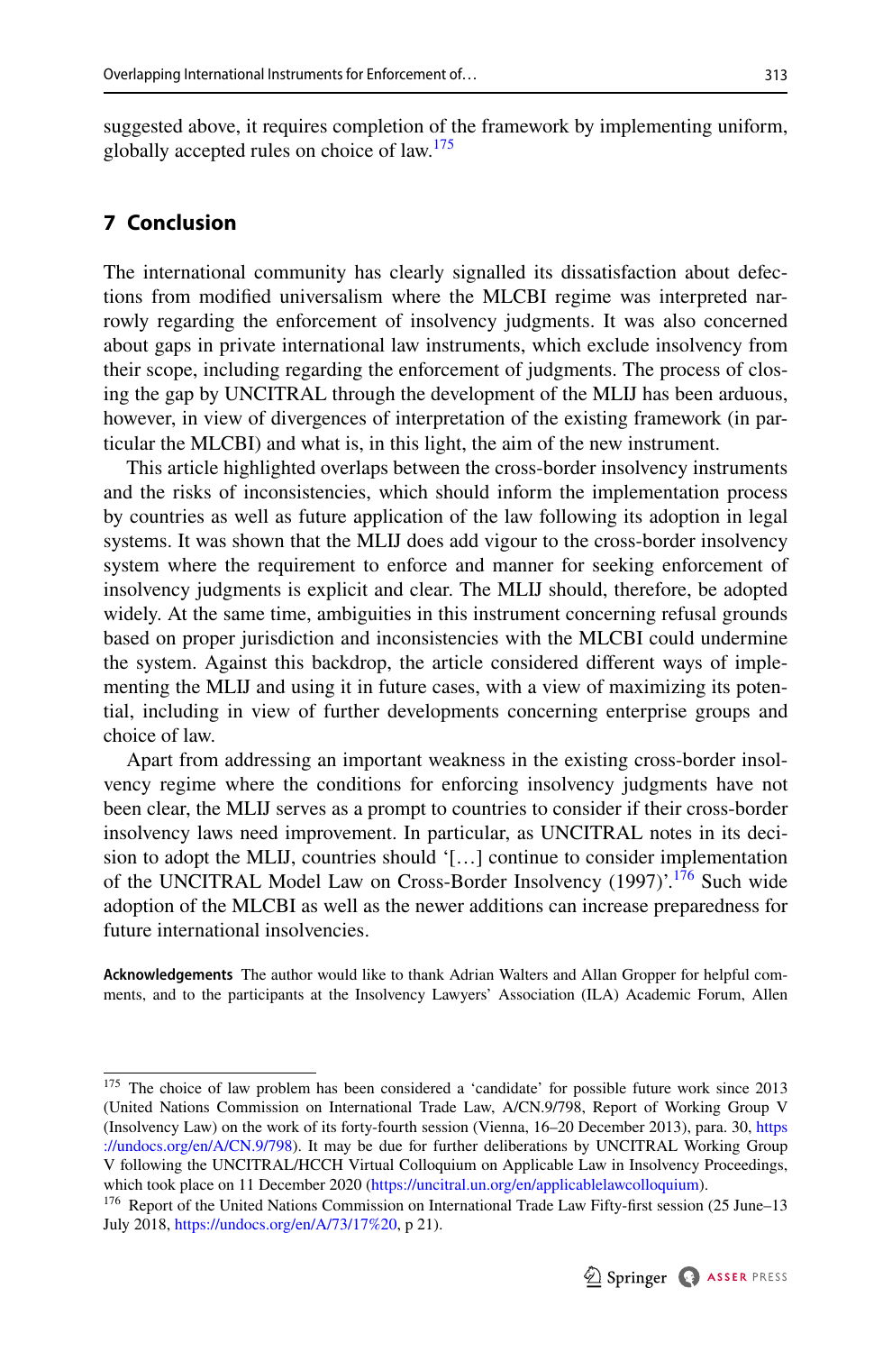suggested above, it requires completion of the framework by implementing uniform, globally accepted rules on choice of law.[175]

## 7 Conclusion

The international community has clearly signalled its dissatisfaction about defections from modified universalism where the MLCBI regime was interpreted narrowly regarding the enforcement of insolvency judgments. It was also concerned about gaps in private international law instruments, which exclude insolvency from their scope, including regarding the enforcement of judgments. The process of closing the gap by UNCITRAL through the development of the MLIJ has been arduous, however, in view of divergences of interpretation of the existing framework (in particular the MLCBI) and what is, in this light, the aim of the new instrument.

This article highlighted overlaps between the cross-border insolvency instruments and the risks of inconsistencies, which should inform the implementation process by countries as well as future application of the law following its adoption in legal systems. It was shown that the MLIJ does add vigour to the cross-border insolvency system where the requirement to enforce and manner for seeking enforcement of insolvency judgments is explicit and clear. The MLIJ should, therefore, be adopted widely. At the same time, ambiguities in this instrument concerning refusal grounds based on proper jurisdiction and inconsistencies with the MLCBI could undermine the system. Against this backdrop, the article considered different ways of implementing the MLIJ and using it in future cases, with a view of maximizing its potential, including in view of further developments concerning enterprise groups and choice of law.

Apart from addressing an important weakness in the existing cross-border insolvency regime where the conditions for enforcing insolvency judgments have not been clear, the MLIJ serves as a prompt to countries to consider if their cross-border insolvency laws need improvement. In particular, as UNCITRAL notes in its decision to adopt the MLIJ, countries should '[…] continue to consider implementation of the UNCITRAL Model Law on Cross-Border Insolvency (1997)'.[176] Such wide adoption of the MLCBI as well as the newer additions can increase preparedness for future international insolvencies.

**Acknowledgements** The author would like to thank Adrian Walters and Allan Gropper for helpful comments, and to the participants at the Insolvency Lawyers' Association (ILA) Academic Forum, Allen

---

[175] The choice of law problem has been considered a 'candidate' for possible future work since 2013 (United Nations Commission on International Trade Law, A/CN.9/798, Report of Working Group V (Insolvency Law) on the work of its forty-fourth session (Vienna, 16–20 December 2013), para. 30, https://undocs.org/en/A/CN.9/798). It may be due for further deliberations by UNCITRAL Working Group V following the UNCITRAL/HCCH Virtual Colloquium on Applicable Law in Insolvency Proceedings, which took place on 11 December 2020 (https://uncitral.un.org/en/applicablelawcolloquium).

[176] Report of the United Nations Commission on International Trade Law Fifty-first session (25 June–13 July 2018, https://undocs.org/en/A/73/17%20, p 21).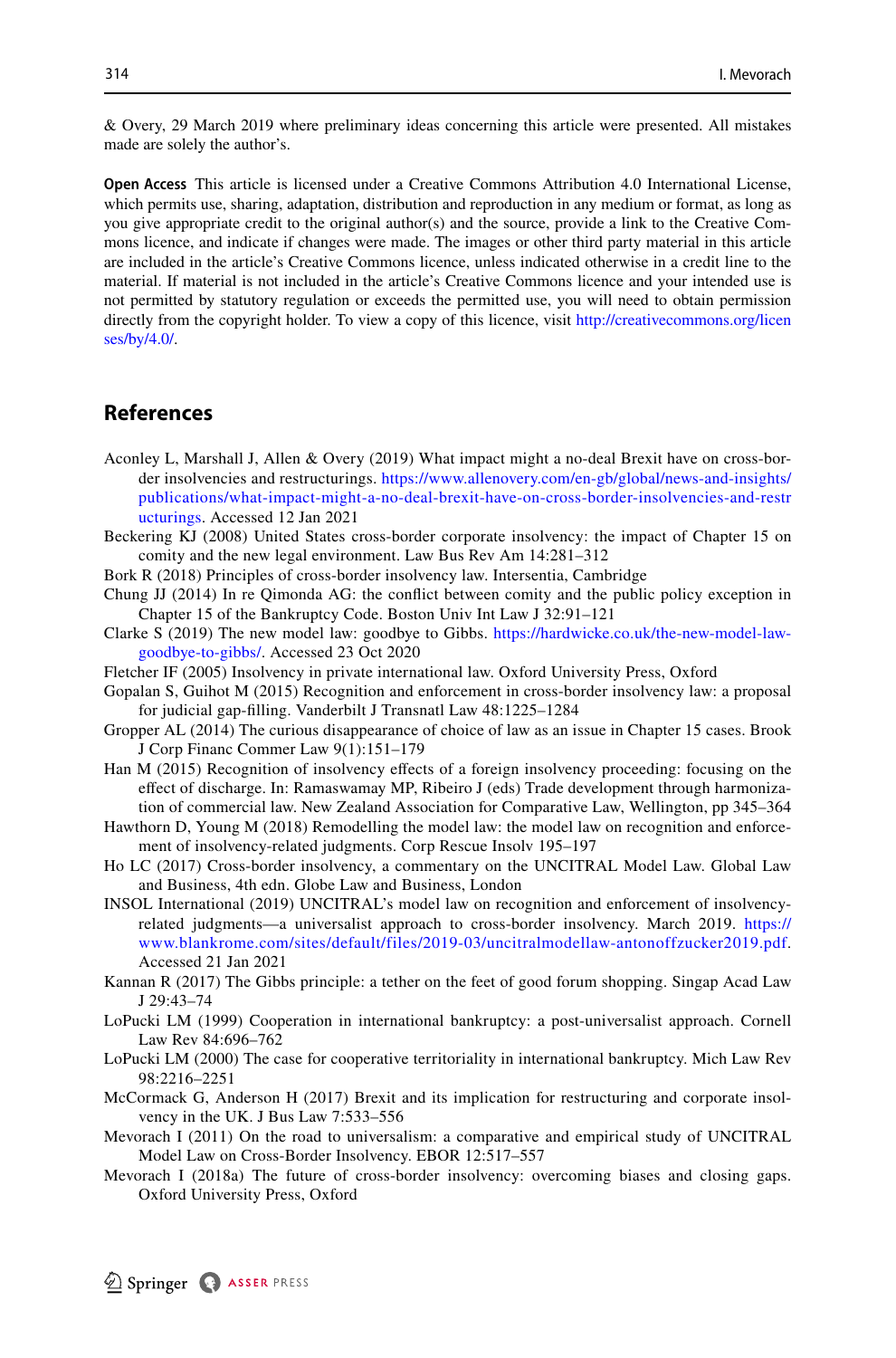& Overy, 29 March 2019 where preliminary ideas concerning this article were presented. All mistakes made are solely the author's.

**Open Access** This article is licensed under a Creative Commons Attribution 4.0 International License, which permits use, sharing, adaptation, distribution and reproduction in any medium or format, as long as you give appropriate credit to the original author(s) and the source, provide a link to the Creative Commons licence, and indicate if changes were made. The images or other third party material in this article are included in the article's Creative Commons licence, unless indicated otherwise in a credit line to the material. If material is not included in the article's Creative Commons licence and your intended use is not permitted by statutory regulation or exceeds the permitted use, you will need to obtain permission directly from the copyright holder. To view a copy of this licence, visit http://creativecommons.org/licenses/by/4.0/.

## References

Aconley L, Marshall J, Allen & Overy (2019) What impact might a no-deal Brexit have on cross-border insolvencies and restructurings. https://www.allenovery.com/en-gb/global/news-and-insights/publications/what-impact-might-a-no-deal-brexit-have-on-cross-border-insolvencies-and-restructurings. Accessed 12 Jan 2021

Beckering KJ (2008) United States cross-border corporate insolvency: the impact of Chapter 15 on comity and the new legal environment. Law Bus Rev Am 14:281–312

Bork R (2018) Principles of cross-border insolvency law. Intersentia, Cambridge

Chung JJ (2014) In re Qimonda AG: the conflict between comity and the public policy exception in Chapter 15 of the Bankruptcy Code. Boston Univ Int Law J 32:91–121

Clarke S (2019) The new model law: goodbye to Gibbs. https://hardwicke.co.uk/the-new-model-law-goodbye-to-gibbs/. Accessed 23 Oct 2020

Fletcher IF (2005) Insolvency in private international law. Oxford University Press, Oxford

Gopalan S, Guihot M (2015) Recognition and enforcement in cross-border insolvency law: a proposal for judicial gap-filling. Vanderbilt J Transnatl Law 48:1225–1284

Gropper AL (2014) The curious disappearance of choice of law as an issue in Chapter 15 cases. Brook J Corp Financ Commer Law 9(1):151–179

Han M (2015) Recognition of insolvency effects of a foreign insolvency proceeding: focusing on the effect of discharge. In: Ramaswamay MP, Ribeiro J (eds) Trade development through harmonization of commercial law. New Zealand Association for Comparative Law, Wellington, pp 345–364

Hawthorn D, Young M (2018) Remodelling the model law: the model law on recognition and enforcement of insolvency-related judgments. Corp Rescue Insolv 195–197

Ho LC (2017) Cross-border insolvency, a commentary on the UNCITRAL Model Law. Global Law and Business, 4th edn. Globe Law and Business, London

INSOL International (2019) UNCITRAL's model law on recognition and enforcement of insolvency-related judgments—a universalist approach to cross-border insolvency. March 2019. https://www.blankrome.com/sites/default/files/2019-03/uncitralmodellaw-antonoffzucker2019.pdf. Accessed 21 Jan 2021

Kannan R (2017) The Gibbs principle: a tether on the feet of good forum shopping. Singap Acad Law J 29:43–74

LoPucki LM (1999) Cooperation in international bankruptcy: a post-universalist approach. Cornell Law Rev 84:696–762

LoPucki LM (2000) The case for cooperative territoriality in international bankruptcy. Mich Law Rev 98:2216–2251

McCormack G, Anderson H (2017) Brexit and its implication for restructuring and corporate insolvency in the UK. J Bus Law 7:533–556

Mevorach I (2011) On the road to universalism: a comparative and empirical study of UNCITRAL Model Law on Cross-Border Insolvency. EBOR 12:517–557

Mevorach I (2018a) The future of cross-border insolvency: overcoming biases and closing gaps. Oxford University Press, Oxford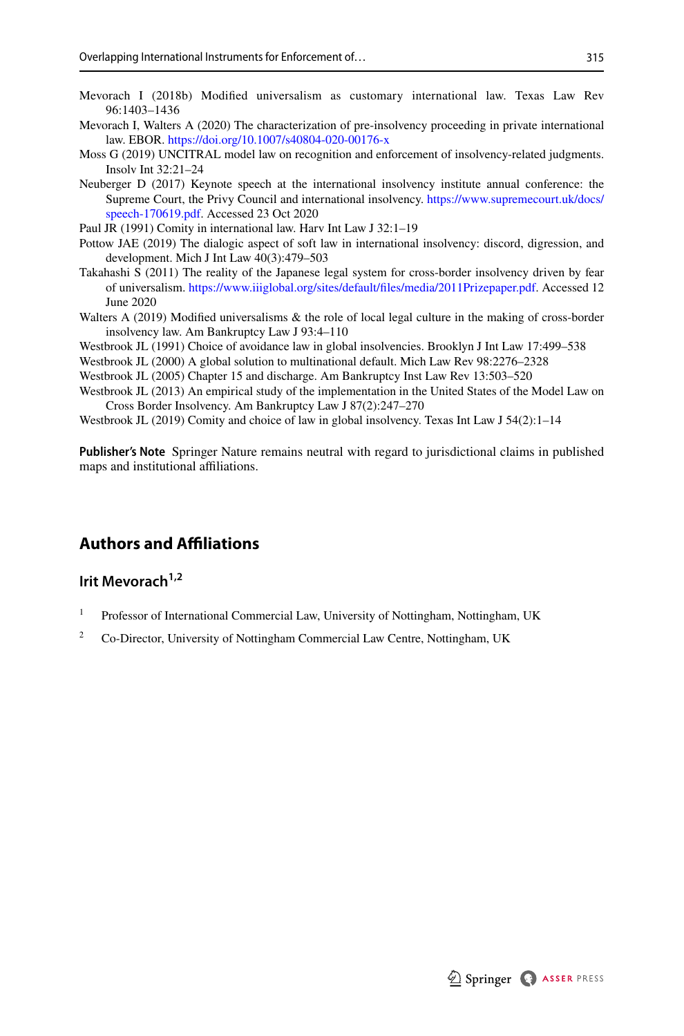Mevorach I (2018b) Modified universalism as customary international law. Texas Law Rev 96:1403–1436

Mevorach I, Walters A (2020) The characterization of pre-insolvency proceeding in private international law. EBOR. https://doi.org/10.1007/s40804-020-00176-x

Moss G (2019) UNCITRAL model law on recognition and enforcement of insolvency-related judgments. Insolv Int 32:21–24

Neuberger D (2017) Keynote speech at the international insolvency institute annual conference: the Supreme Court, the Privy Council and international insolvency. https://www.supremecourt.uk/docs/speech-170619.pdf. Accessed 23 Oct 2020

Paul JR (1991) Comity in international law. Harv Int Law J 32:1–19

Pottow JAE (2019) The dialogic aspect of soft law in international insolvency: discord, digression, and development. Mich J Int Law 40(3):479–503

Takahashi S (2011) The reality of the Japanese legal system for cross-border insolvency driven by fear of universalism. https://www.iiiglobal.org/sites/default/files/media/2011Prizepaper.pdf. Accessed 12 June 2020

Walters A (2019) Modified universalisms & the role of local legal culture in the making of cross-border insolvency law. Am Bankruptcy Law J 93:4–110

Westbrook JL (1991) Choice of avoidance law in global insolvencies. Brooklyn J Int Law 17:499–538

Westbrook JL (2000) A global solution to multinational default. Mich Law Rev 98:2276–2328

Westbrook JL (2005) Chapter 15 and discharge. Am Bankruptcy Inst Law Rev 13:503–520

Westbrook JL (2013) An empirical study of the implementation in the United States of the Model Law on Cross Border Insolvency. Am Bankruptcy Law J 87(2):247–270

Westbrook JL (2019) Comity and choice of law in global insolvency. Texas Int Law J 54(2):1–14

**Publisher's Note** Springer Nature remains neutral with regard to jurisdictional claims in published maps and institutional affiliations.

## Authors and Affiliations

### Irit Mevorach[1,2]

[1] Professor of International Commercial Law, University of Nottingham, Nottingham, UK

[2] Co-Director, University of Nottingham Commercial Law Centre, Nottingham, UK